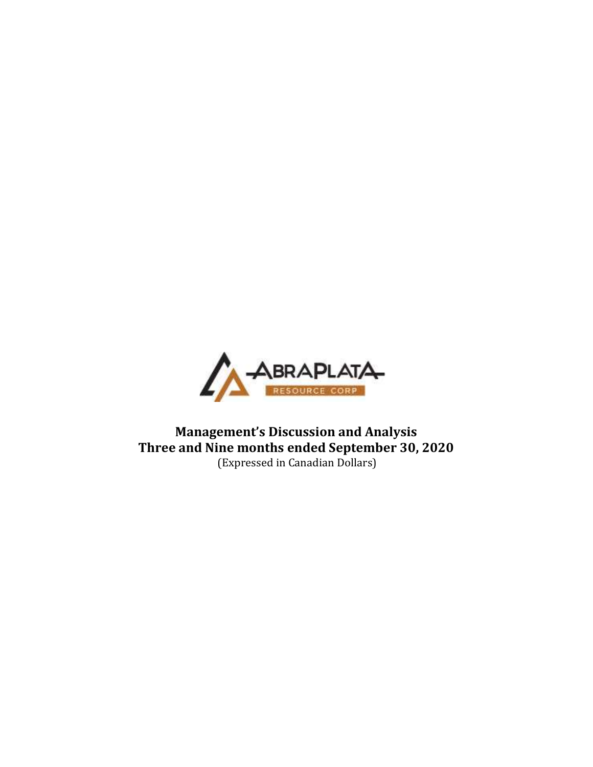ABRAPLATA RESOURCE CORP

# Management's Discussion and Analysis
# Three and Nine months ended September 30, 2020

(Expressed in Canadian Dollars)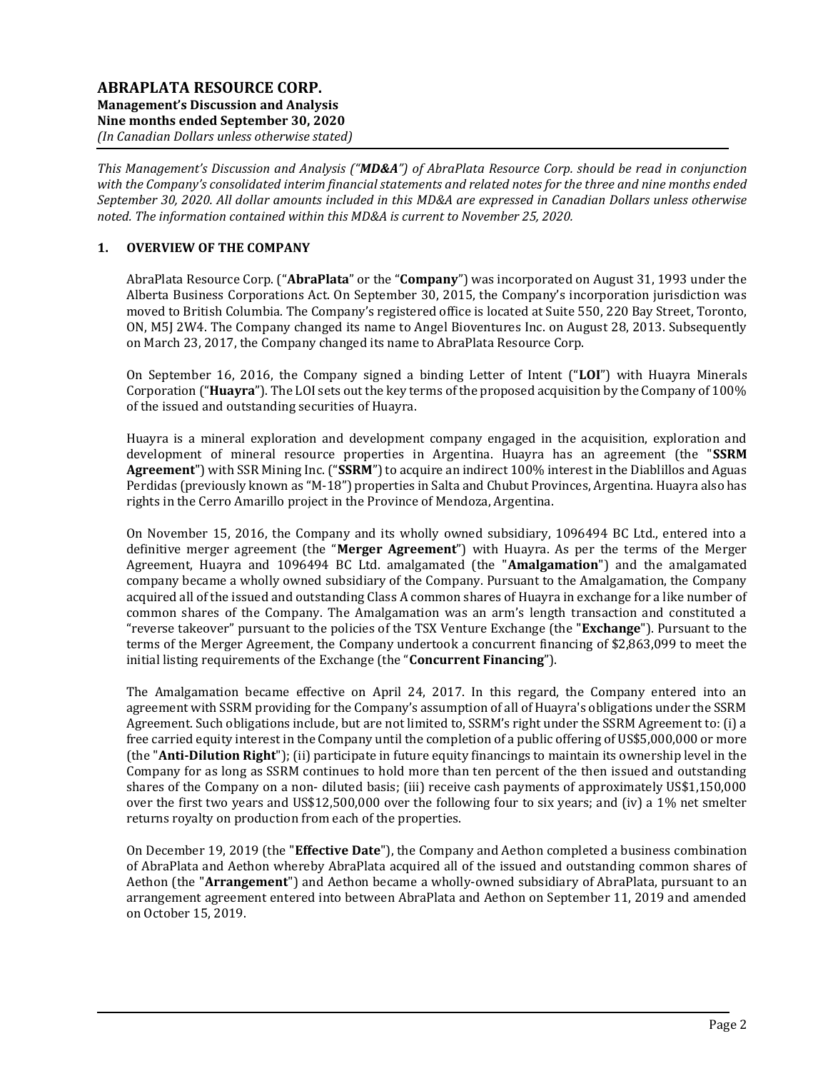# ABRAPLATA RESOURCE CORP.

**Management's Discussion and Analysis**
**Nine months ended September 30, 2020**
*(In Canadian Dollars unless otherwise stated)*

*This Management's Discussion and Analysis ("**MD&A**") of AbraPlata Resource Corp. should be read in conjunction with the Company's consolidated interim financial statements and related notes for the three and nine months ended September 30, 2020. All dollar amounts included in this MD&A are expressed in Canadian Dollars unless otherwise noted. The information contained within this MD&A is current to November 25, 2020.*

## 1. OVERVIEW OF THE COMPANY

AbraPlata Resource Corp. ("**AbraPlata**" or the "**Company**") was incorporated on August 31, 1993 under the Alberta Business Corporations Act. On September 30, 2015, the Company's incorporation jurisdiction was moved to British Columbia. The Company's registered office is located at Suite 550, 220 Bay Street, Toronto, ON, M5J 2W4. The Company changed its name to Angel Bioventures Inc. on August 28, 2013. Subsequently on March 23, 2017, the Company changed its name to AbraPlata Resource Corp.

On September 16, 2016, the Company signed a binding Letter of Intent ("**LOI**") with Huayra Minerals Corporation ("**Huayra**"). The LOI sets out the key terms of the proposed acquisition by the Company of 100% of the issued and outstanding securities of Huayra.

Huayra is a mineral exploration and development company engaged in the acquisition, exploration and development of mineral resource properties in Argentina. Huayra has an agreement (the "**SSRM Agreement**") with SSR Mining Inc. ("**SSRM**") to acquire an indirect 100% interest in the Diablillos and Aguas Perdidas (previously known as "M-18") properties in Salta and Chubut Provinces, Argentina. Huayra also has rights in the Cerro Amarillo project in the Province of Mendoza, Argentina.

On November 15, 2016, the Company and its wholly owned subsidiary, 1096494 BC Ltd., entered into a definitive merger agreement (the "**Merger Agreement**") with Huayra. As per the terms of the Merger Agreement, Huayra and 1096494 BC Ltd. amalgamated (the "**Amalgamation**") and the amalgamated company became a wholly owned subsidiary of the Company. Pursuant to the Amalgamation, the Company acquired all of the issued and outstanding Class A common shares of Huayra in exchange for a like number of common shares of the Company. The Amalgamation was an arm's length transaction and constituted a "reverse takeover" pursuant to the policies of the TSX Venture Exchange (the "**Exchange**"). Pursuant to the terms of the Merger Agreement, the Company undertook a concurrent financing of $2,863,099 to meet the initial listing requirements of the Exchange (the "**Concurrent Financing**").

The Amalgamation became effective on April 24, 2017. In this regard, the Company entered into an agreement with SSRM providing for the Company's assumption of all of Huayra's obligations under the SSRM Agreement. Such obligations include, but are not limited to, SSRM's right under the SSRM Agreement to: (i) a free carried equity interest in the Company until the completion of a public offering of US$5,000,000 or more (the "**Anti-Dilution Right**"); (ii) participate in future equity financings to maintain its ownership level in the Company for as long as SSRM continues to hold more than ten percent of the then issued and outstanding shares of the Company on a non- diluted basis; (iii) receive cash payments of approximately US$1,150,000 over the first two years and US$12,500,000 over the following four to six years; and (iv) a 1% net smelter returns royalty on production from each of the properties.

On December 19, 2019 (the "**Effective Date**"), the Company and Aethon completed a business combination of AbraPlata and Aethon whereby AbraPlata acquired all of the issued and outstanding common shares of Aethon (the "**Arrangement**") and Aethon became a wholly-owned subsidiary of AbraPlata, pursuant to an arrangement agreement entered into between AbraPlata and Aethon on September 11, 2019 and amended on October 15, 2019.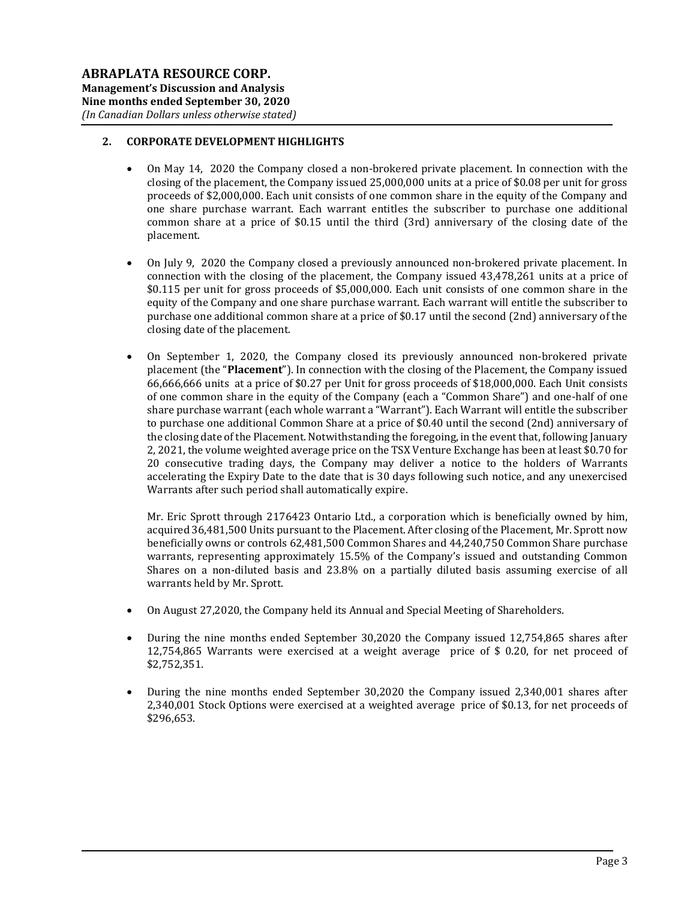## 2. CORPORATE DEVELOPMENT HIGHLIGHTS

- On May 14, 2020 the Company closed a non-brokered private placement. In connection with the closing of the placement, the Company issued 25,000,000 units at a price of $0.08 per unit for gross proceeds of $2,000,000. Each unit consists of one common share in the equity of the Company and one share purchase warrant. Each warrant entitles the subscriber to purchase one additional common share at a price of $0.15 until the third (3rd) anniversary of the closing date of the placement.

- On July 9, 2020 the Company closed a previously announced non-brokered private placement. In connection with the closing of the placement, the Company issued 43,478,261 units at a price of $0.115 per unit for gross proceeds of $5,000,000. Each unit consists of one common share in the equity of the Company and one share purchase warrant. Each warrant will entitle the subscriber to purchase one additional common share at a price of $0.17 until the second (2nd) anniversary of the closing date of the placement.

- On September 1, 2020, the Company closed its previously announced non-brokered private placement (the "**Placement**"). In connection with the closing of the Placement, the Company issued 66,666,666 units at a price of $0.27 per Unit for gross proceeds of $18,000,000. Each Unit consists of one common share in the equity of the Company (each a "Common Share") and one-half of one share purchase warrant (each whole warrant a "Warrant"). Each Warrant will entitle the subscriber to purchase one additional Common Share at a price of $0.40 until the second (2nd) anniversary of the closing date of the Placement. Notwithstanding the foregoing, in the event that, following January 2, 2021, the volume weighted average price on the TSX Venture Exchange has been at least $0.70 for 20 consecutive trading days, the Company may deliver a notice to the holders of Warrants accelerating the Expiry Date to the date that is 30 days following such notice, and any unexercised Warrants after such period shall automatically expire.

  Mr. Eric Sprott through 2176423 Ontario Ltd., a corporation which is beneficially owned by him, acquired 36,481,500 Units pursuant to the Placement. After closing of the Placement, Mr. Sprott now beneficially owns or controls 62,481,500 Common Shares and 44,240,750 Common Share purchase warrants, representing approximately 15.5% of the Company's issued and outstanding Common Shares on a non-diluted basis and 23.8% on a partially diluted basis assuming exercise of all warrants held by Mr. Sprott.

- On August 27,2020, the Company held its Annual and Special Meeting of Shareholders.

- During the nine months ended September 30,2020 the Company issued 12,754,865 shares after 12,754,865 Warrants were exercised at a weight average price of $ 0.20, for net proceed of $2,752,351.

- During the nine months ended September 30,2020 the Company issued 2,340,001 shares after 2,340,001 Stock Options were exercised at a weighted average price of $0.13, for net proceeds of $296,653.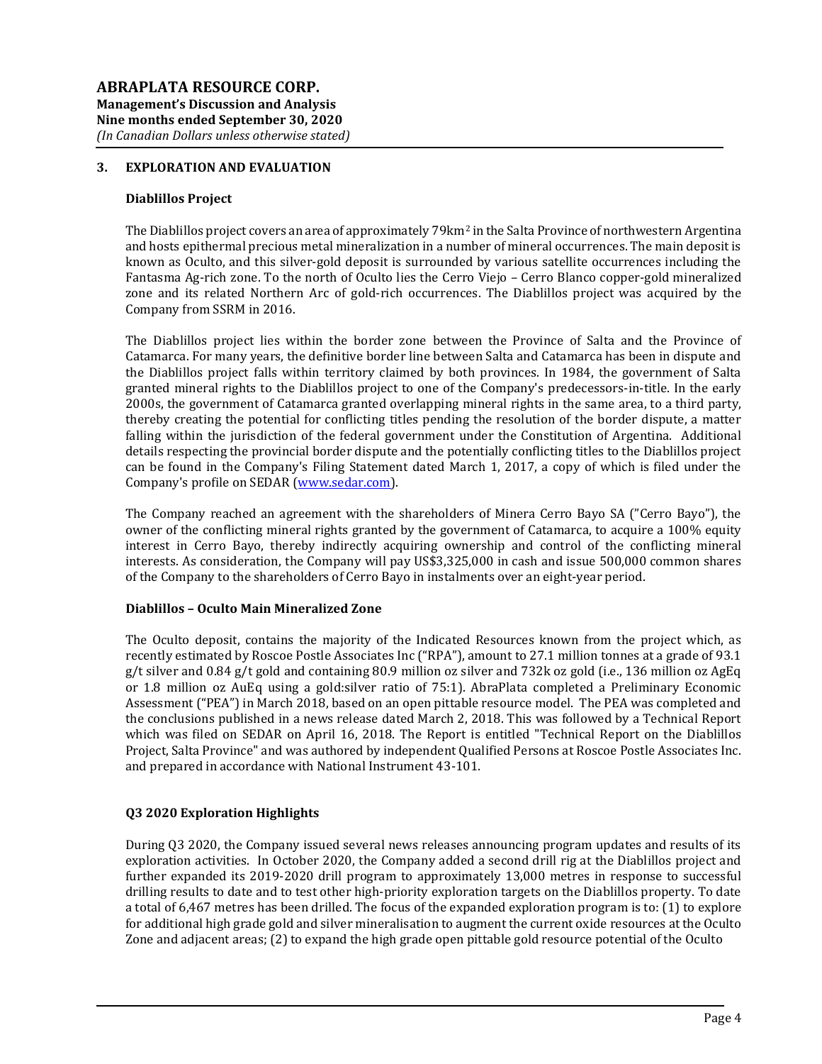## 3. EXPLORATION AND EVALUATION

### Diablillos Project

The Diablillos project covers an area of approximately 79km$^2$ in the Salta Province of northwestern Argentina and hosts epithermal precious metal mineralization in a number of mineral occurrences. The main deposit is known as Oculto, and this silver-gold deposit is surrounded by various satellite occurrences including the Fantasma Ag-rich zone. To the north of Oculto lies the Cerro Viejo – Cerro Blanco copper-gold mineralized zone and its related Northern Arc of gold-rich occurrences. The Diablillos project was acquired by the Company from SSRM in 2016.

The Diablillos project lies within the border zone between the Province of Salta and the Province of Catamarca. For many years, the definitive border line between Salta and Catamarca has been in dispute and the Diablillos project falls within territory claimed by both provinces. In 1984, the government of Salta granted mineral rights to the Diablillos project to one of the Company's predecessors-in-title. In the early 2000s, the government of Catamarca granted overlapping mineral rights in the same area, to a third party, thereby creating the potential for conflicting titles pending the resolution of the border dispute, a matter falling within the jurisdiction of the federal government under the Constitution of Argentina. Additional details respecting the provincial border dispute and the potentially conflicting titles to the Diablillos project can be found in the Company's Filing Statement dated March 1, 2017, a copy of which is filed under the Company's profile on SEDAR (www.sedar.com).

The Company reached an agreement with the shareholders of Minera Cerro Bayo SA ("Cerro Bayo"), the owner of the conflicting mineral rights granted by the government of Catamarca, to acquire a 100% equity interest in Cerro Bayo, thereby indirectly acquiring ownership and control of the conflicting mineral interests. As consideration, the Company will pay US$3,325,000 in cash and issue 500,000 common shares of the Company to the shareholders of Cerro Bayo in instalments over an eight-year period.

### Diablillos – Oculto Main Mineralized Zone

The Oculto deposit, contains the majority of the Indicated Resources known from the project which, as recently estimated by Roscoe Postle Associates Inc ("RPA"), amount to 27.1 million tonnes at a grade of 93.1 g/t silver and 0.84 g/t gold and containing 80.9 million oz silver and 732k oz gold (i.e., 136 million oz AgEq or 1.8 million oz AuEq using a gold:silver ratio of 75:1). AbraPlata completed a Preliminary Economic Assessment ("PEA") in March 2018, based on an open pittable resource model. The PEA was completed and the conclusions published in a news release dated March 2, 2018. This was followed by a Technical Report which was filed on SEDAR on April 16, 2018. The Report is entitled "Technical Report on the Diablillos Project, Salta Province" and was authored by independent Qualified Persons at Roscoe Postle Associates Inc. and prepared in accordance with National Instrument 43-101.

### Q3 2020 Exploration Highlights

During Q3 2020, the Company issued several news releases announcing program updates and results of its exploration activities. In October 2020, the Company added a second drill rig at the Diablillos project and further expanded its 2019-2020 drill program to approximately 13,000 metres in response to successful drilling results to date and to test other high-priority exploration targets on the Diablillos property. To date a total of 6,467 metres has been drilled. The focus of the expanded exploration program is to: (1) to explore for additional high grade gold and silver mineralisation to augment the current oxide resources at the Oculto Zone and adjacent areas; (2) to expand the high grade open pittable gold resource potential of the Oculto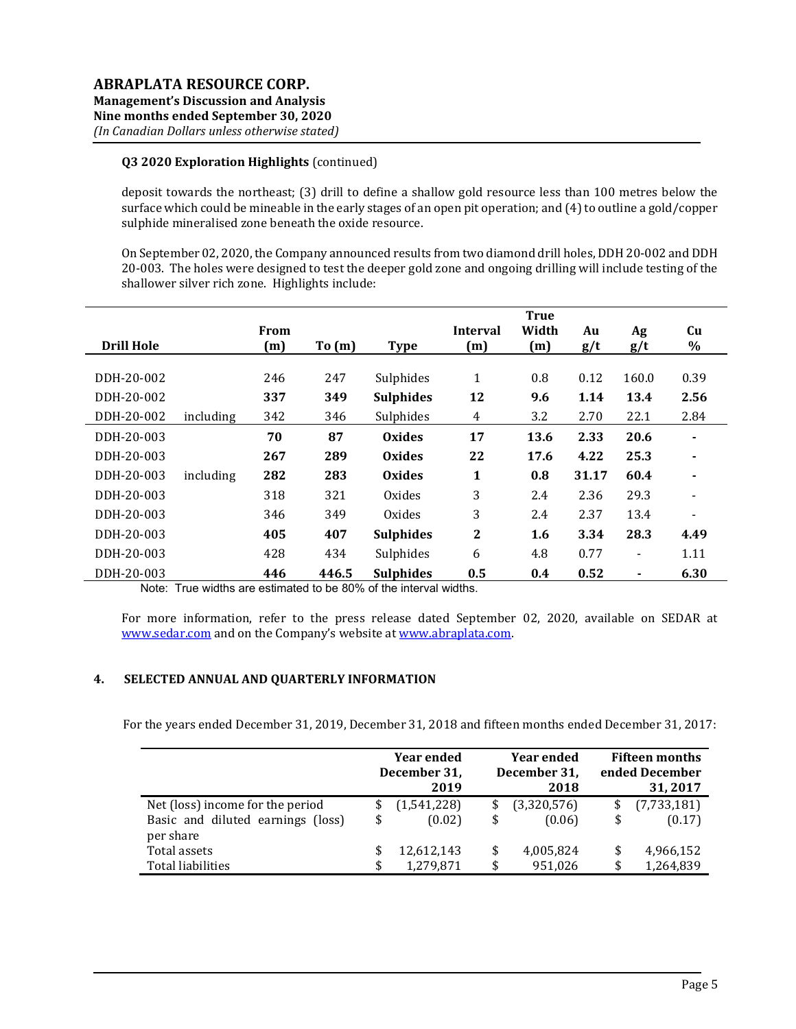**Q3 2020 Exploration Highlights** (continued)

deposit towards the northeast; (3) drill to define a shallow gold resource less than 100 metres below the surface which could be mineable in the early stages of an open pit operation; and (4) to outline a gold/copper sulphide mineralised zone beneath the oxide resource.

On September 02, 2020, the Company announced results from two diamond drill holes, DDH 20-002 and DDH 20-003. The holes were designed to test the deeper gold zone and ongoing drilling will include testing of the shallower silver rich zone. Highlights include:

| Drill Hole | | From (m) | To (m) | Type | Interval (m) | True Width (m) | Au g/t | Ag g/t | Cu % |
|---|---|---|---|---|---|---|---|---|---|
| DDH-20-002 | | 246 | 247 | Sulphides | 1 | 0.8 | 0.12 | 160.0 | 0.39 |
| DDH-20-002 | | **337** | **349** | **Sulphides** | **12** | **9.6** | **1.14** | **13.4** | **2.56** |
| DDH-20-002 | including | 342 | 346 | Sulphides | 4 | 3.2 | 2.70 | 22.1 | 2.84 |
| DDH-20-003 | | **70** | **87** | **Oxides** | **17** | **13.6** | **2.33** | **20.6** | **-** |
| DDH-20-003 | | **267** | **289** | **Oxides** | **22** | **17.6** | **4.22** | **25.3** | **-** |
| DDH-20-003 | including | **282** | **283** | **Oxides** | **1** | **0.8** | **31.17** | **60.4** | **-** |
| DDH-20-003 | | 318 | 321 | Oxides | 3 | 2.4 | 2.36 | 29.3 | - |
| DDH-20-003 | | 346 | 349 | Oxides | 3 | 2.4 | 2.37 | 13.4 | - |
| DDH-20-003 | | **405** | **407** | **Sulphides** | **2** | **1.6** | **3.34** | **28.3** | **4.49** |
| DDH-20-003 | | 428 | 434 | Sulphides | 6 | 4.8 | 0.77 | - | 1.11 |
| DDH-20-003 | | **446** | **446.5** | **Sulphides** | **0.5** | **0.4** | **0.52** | **-** | **6.30** |

Note: True widths are estimated to be 80% of the interval widths.

For more information, refer to the press release dated September 02, 2020, available on SEDAR at www.sedar.com and on the Company's website at www.abraplata.com.

## 4. SELECTED ANNUAL AND QUARTERLY INFORMATION

For the years ended December 31, 2019, December 31, 2018 and fifteen months ended December 31, 2017:

| | Year ended December 31, 2019 | Year ended December 31, 2018 | Fifteen months ended December 31, 2017 |
|---|---|---|---|
| Net (loss) income for the period | $ (1,541,228) | $ (3,320,576) | $ (7,733,181) |
| Basic and diluted earnings (loss) per share | $ (0.02) | $ (0.06) | $ (0.17) |
| Total assets | $ 12,612,143 | $ 4,005,824 | $ 4,966,152 |
| Total liabilities | $ 1,279,871 | $ 951,026 | $ 1,264,839 |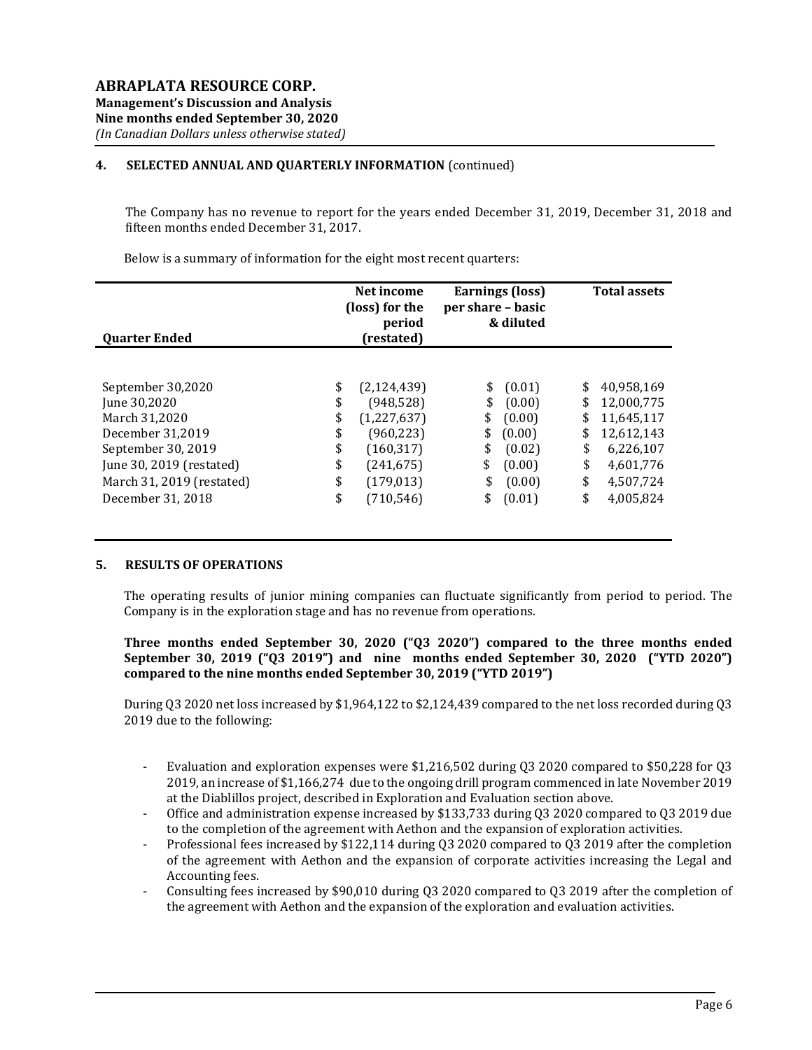## 4. SELECTED ANNUAL AND QUARTERLY INFORMATION (continued)

The Company has no revenue to report for the years ended December 31, 2019, December 31, 2018 and fifteen months ended December 31, 2017.

Below is a summary of information for the eight most recent quarters:

| Quarter Ended | Net income (loss) for the period (restated) | Earnings (loss) per share – basic & diluted | Total assets |
|---|---|---|---|
| September 30,2020 | $ (2,124,439) | $ (0.01) | $ 40,958,169 |
| June 30,2020 | $ (948,528) | $ (0.00) | $ 12,000,775 |
| March 31,2020 | $ (1,227,637) | $ (0.00) | $ 11,645,117 |
| December 31,2019 | $ (960,223) | $ (0.00) | $ 12,612,143 |
| September 30, 2019 | $ (160,317) | $ (0.02) | $ 6,226,107 |
| June 30, 2019 (restated) | $ (241,675) | $ (0.00) | $ 4,601,776 |
| March 31, 2019 (restated) | $ (179,013) | $ (0.00) | $ 4,507,724 |
| December 31, 2018 | $ (710,546) | $ (0.01) | $ 4,005,824 |

## 5. RESULTS OF OPERATIONS

The operating results of junior mining companies can fluctuate significantly from period to period. The Company is in the exploration stage and has no revenue from operations.

**Three months ended September 30, 2020 ("Q3 2020") compared to the three months ended September 30, 2019 ("Q3 2019") and nine months ended September 30, 2020 ("YTD 2020") compared to the nine months ended September 30, 2019 ("YTD 2019")**

During Q3 2020 net loss increased by $1,964,122 to $2,124,439 compared to the net loss recorded during Q3 2019 due to the following:

- Evaluation and exploration expenses were $1,216,502 during Q3 2020 compared to $50,228 for Q3 2019, an increase of $1,166,274 due to the ongoing drill program commenced in late November 2019 at the Diablillos project, described in Exploration and Evaluation section above.
- Office and administration expense increased by $133,733 during Q3 2020 compared to Q3 2019 due to the completion of the agreement with Aethon and the expansion of exploration activities.
- Professional fees increased by $122,114 during Q3 2020 compared to Q3 2019 after the completion of the agreement with Aethon and the expansion of corporate activities increasing the Legal and Accounting fees.
- Consulting fees increased by $90,010 during Q3 2020 compared to Q3 2019 after the completion of the agreement with Aethon and the expansion of the exploration and evaluation activities.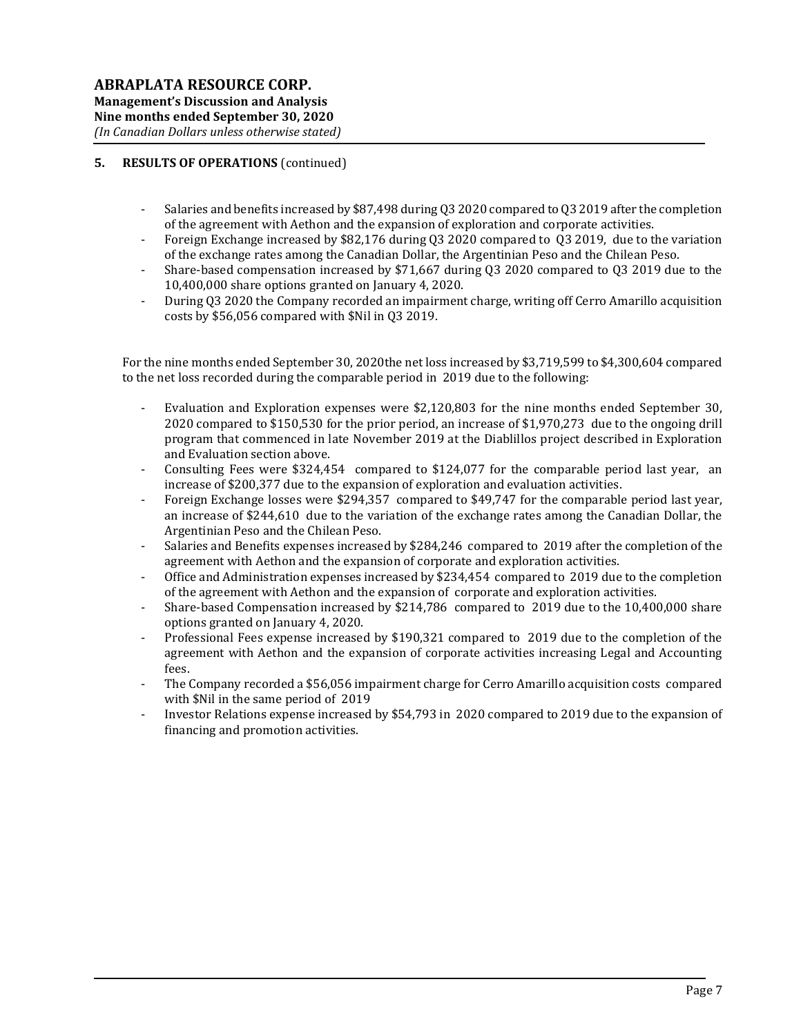## 5. RESULTS OF OPERATIONS (continued)

- Salaries and benefits increased by $87,498 during Q3 2020 compared to Q3 2019 after the completion of the agreement with Aethon and the expansion of exploration and corporate activities.
- Foreign Exchange increased by $82,176 during Q3 2020 compared to Q3 2019, due to the variation of the exchange rates among the Canadian Dollar, the Argentinian Peso and the Chilean Peso.
- Share-based compensation increased by $71,667 during Q3 2020 compared to Q3 2019 due to the 10,400,000 share options granted on January 4, 2020.
- During Q3 2020 the Company recorded an impairment charge, writing off Cerro Amarillo acquisition costs by $56,056 compared with $Nil in Q3 2019.

For the nine months ended September 30, 2020the net loss increased by $3,719,599 to $4,300,604 compared to the net loss recorded during the comparable period in 2019 due to the following:

- Evaluation and Exploration expenses were $2,120,803 for the nine months ended September 30, 2020 compared to $150,530 for the prior period, an increase of $1,970,273 due to the ongoing drill program that commenced in late November 2019 at the Diablillos project described in Exploration and Evaluation section above.
- Consulting Fees were $324,454 compared to $124,077 for the comparable period last year, an increase of $200,377 due to the expansion of exploration and evaluation activities.
- Foreign Exchange losses were $294,357 compared to $49,747 for the comparable period last year, an increase of $244,610 due to the variation of the exchange rates among the Canadian Dollar, the Argentinian Peso and the Chilean Peso.
- Salaries and Benefits expenses increased by $284,246 compared to 2019 after the completion of the agreement with Aethon and the expansion of corporate and exploration activities.
- Office and Administration expenses increased by $234,454 compared to 2019 due to the completion of the agreement with Aethon and the expansion of corporate and exploration activities.
- Share-based Compensation increased by $214,786 compared to 2019 due to the 10,400,000 share options granted on January 4, 2020.
- Professional Fees expense increased by $190,321 compared to 2019 due to the completion of the agreement with Aethon and the expansion of corporate activities increasing Legal and Accounting fees.
- The Company recorded a $56,056 impairment charge for Cerro Amarillo acquisition costs compared with $Nil in the same period of 2019
- Investor Relations expense increased by $54,793 in 2020 compared to 2019 due to the expansion of financing and promotion activities.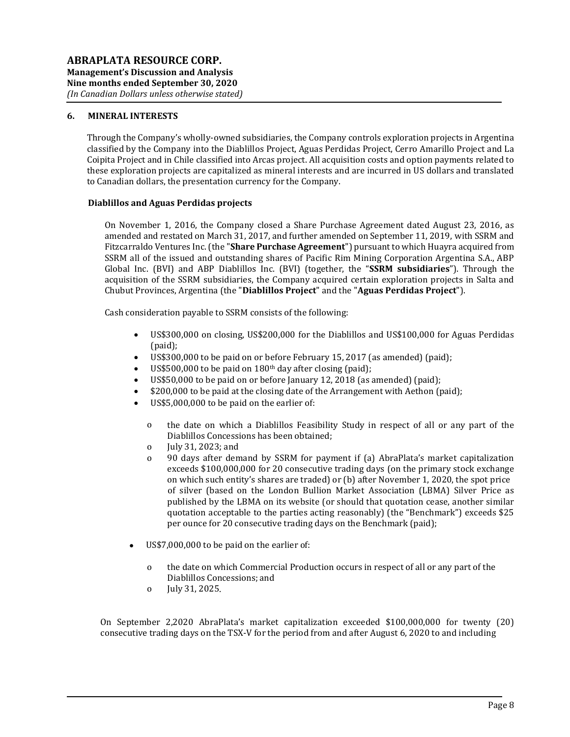## 6. MINERAL INTERESTS

Through the Company's wholly-owned subsidiaries, the Company controls exploration projects in Argentina classified by the Company into the Diablillos Project, Aguas Perdidas Project, Cerro Amarillo Project and La Coipita Project and in Chile classified into Arcas project. All acquisition costs and option payments related to these exploration projects are capitalized as mineral interests and are incurred in US dollars and translated to Canadian dollars, the presentation currency for the Company.

### Diablillos and Aguas Perdidas projects

On November 1, 2016, the Company closed a Share Purchase Agreement dated August 23, 2016, as amended and restated on March 31, 2017, and further amended on September 11, 2019, with SSRM and Fitzcarraldo Ventures Inc. (the "**Share Purchase Agreement**") pursuant to which Huayra acquired from SSRM all of the issued and outstanding shares of Pacific Rim Mining Corporation Argentina S.A., ABP Global Inc. (BVI) and ABP Diablillos Inc. (BVI) (together, the "**SSRM subsidiaries**"). Through the acquisition of the SSRM subsidiaries, the Company acquired certain exploration projects in Salta and Chubut Provinces, Argentina (the "**Diablillos Project**" and the "**Aguas Perdidas Project**").

Cash consideration payable to SSRM consists of the following:

- US$300,000 on closing, US$200,000 for the Diablillos and US$100,000 for Aguas Perdidas (paid);
- US$300,000 to be paid on or before February 15, 2017 (as amended) (paid);
- US$500,000 to be paid on 180th day after closing (paid);
- US$50,000 to be paid on or before January 12, 2018 (as amended) (paid);
- $200,000 to be paid at the closing date of the Arrangement with Aethon (paid);
- US$5,000,000 to be paid on the earlier of:
  - the date on which a Diablillos Feasibility Study in respect of all or any part of the Diablillos Concessions has been obtained;
  - July 31, 2023; and
  - 90 days after demand by SSRM for payment if (a) AbraPlata's market capitalization exceeds $100,000,000 for 20 consecutive trading days (on the primary stock exchange on which such entity's shares are traded) or (b) after November 1, 2020, the spot price of silver (based on the London Bullion Market Association (LBMA) Silver Price as published by the LBMA on its website (or should that quotation cease, another similar quotation acceptable to the parties acting reasonably) (the "Benchmark") exceeds $25 per ounce for 20 consecutive trading days on the Benchmark (paid);
- US$7,000,000 to be paid on the earlier of:
  - the date on which Commercial Production occurs in respect of all or any part of the Diablillos Concessions; and
  - July 31, 2025.

On September 2,2020 AbraPlata's market capitalization exceeded $100,000,000 for twenty (20) consecutive trading days on the TSX-V for the period from and after August 6, 2020 to and including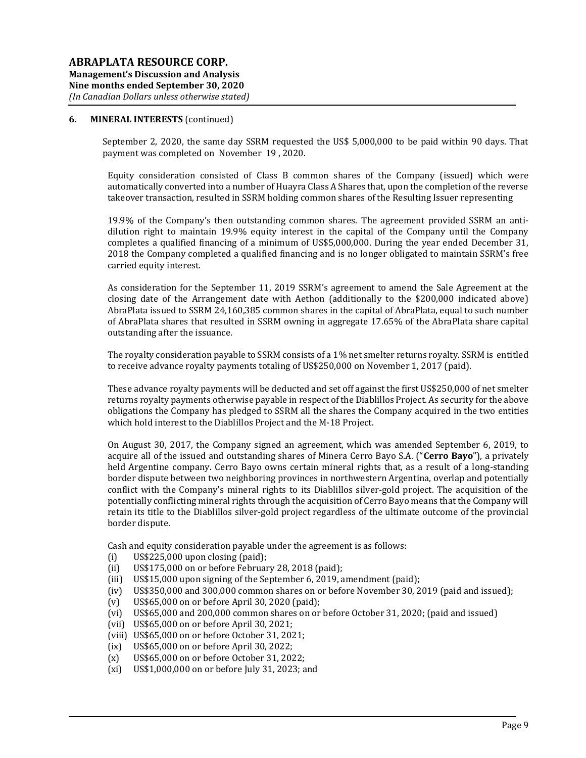## 6. MINERAL INTERESTS (continued)

September 2, 2020, the same day SSRM requested the US$ 5,000,000 to be paid within 90 days. That payment was completed on November 19 , 2020.

Equity consideration consisted of Class B common shares of the Company (issued) which were automatically converted into a number of Huayra Class A Shares that, upon the completion of the reverse takeover transaction, resulted in SSRM holding common shares of the Resulting Issuer representing

19.9% of the Company's then outstanding common shares. The agreement provided SSRM an anti-dilution right to maintain 19.9% equity interest in the capital of the Company until the Company completes a qualified financing of a minimum of US$5,000,000. During the year ended December 31, 2018 the Company completed a qualified financing and is no longer obligated to maintain SSRM's free carried equity interest.

As consideration for the September 11, 2019 SSRM's agreement to amend the Sale Agreement at the closing date of the Arrangement date with Aethon (additionally to the $200,000 indicated above) AbraPlata issued to SSRM 24,160,385 common shares in the capital of AbraPlata, equal to such number of AbraPlata shares that resulted in SSRM owning in aggregate 17.65% of the AbraPlata share capital outstanding after the issuance.

The royalty consideration payable to SSRM consists of a 1% net smelter returns royalty. SSRM is entitled to receive advance royalty payments totaling of US$250,000 on November 1, 2017 (paid).

These advance royalty payments will be deducted and set off against the first US$250,000 of net smelter returns royalty payments otherwise payable in respect of the Diablillos Project. As security for the above obligations the Company has pledged to SSRM all the shares the Company acquired in the two entities which hold interest to the Diablillos Project and the M-18 Project.

On August 30, 2017, the Company signed an agreement, which was amended September 6, 2019, to acquire all of the issued and outstanding shares of Minera Cerro Bayo S.A. ("**Cerro Bayo**"), a privately held Argentine company. Cerro Bayo owns certain mineral rights that, as a result of a long-standing border dispute between two neighboring provinces in northwestern Argentina, overlap and potentially conflict with the Company's mineral rights to its Diablillos silver-gold project. The acquisition of the potentially conflicting mineral rights through the acquisition of Cerro Bayo means that the Company will retain its title to the Diablillos silver-gold project regardless of the ultimate outcome of the provincial border dispute.

Cash and equity consideration payable under the agreement is as follows:

(i) US$225,000 upon closing (paid);
(ii) US$175,000 on or before February 28, 2018 (paid);
(iii) US$15,000 upon signing of the September 6, 2019, amendment (paid);
(iv) US$350,000 and 300,000 common shares on or before November 30, 2019 (paid and issued);
(v) US$65,000 on or before April 30, 2020 (paid);
(vi) US$65,000 and 200,000 common shares on or before October 31, 2020; (paid and issued)
(vii) US$65,000 on or before April 30, 2021;
(viii) US$65,000 on or before October 31, 2021;
(ix) US$65,000 on or before April 30, 2022;
(x) US$65,000 on or before October 31, 2022;
(xi) US$1,000,000 on or before July 31, 2023; and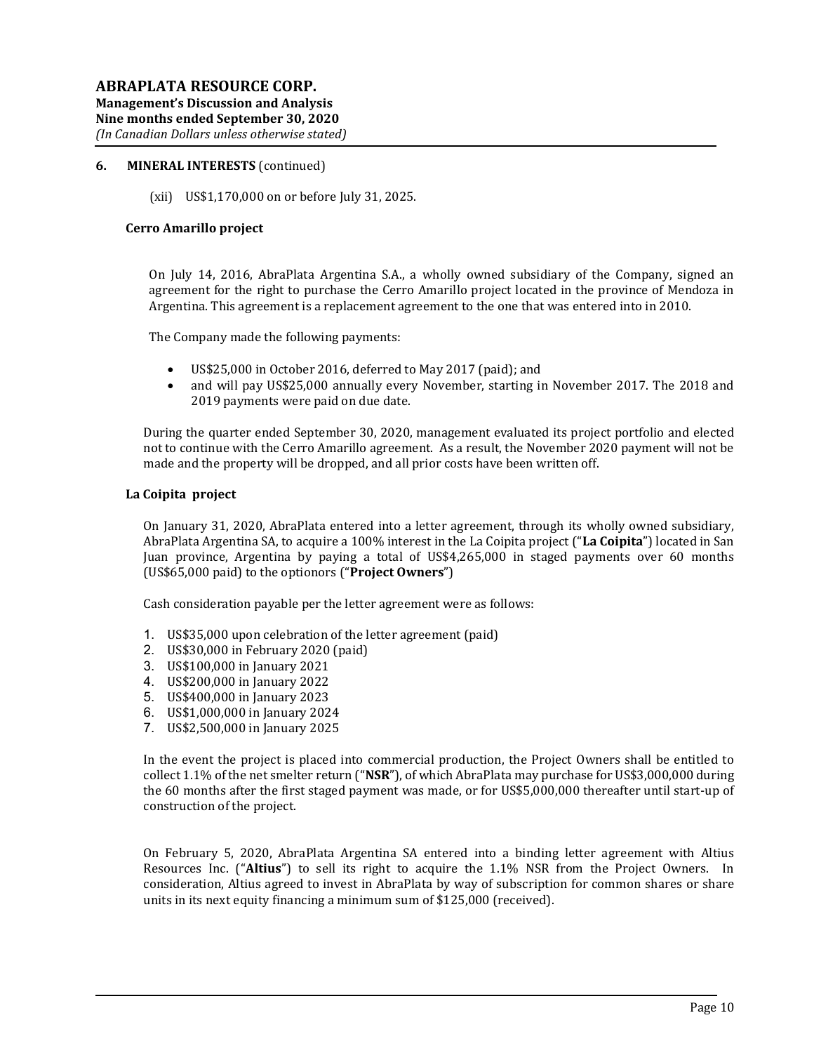## 6. MINERAL INTERESTS (continued)

(xii) US$1,170,000 on or before July 31, 2025.

### Cerro Amarillo project

On July 14, 2016, AbraPlata Argentina S.A., a wholly owned subsidiary of the Company, signed an agreement for the right to purchase the Cerro Amarillo project located in the province of Mendoza in Argentina. This agreement is a replacement agreement to the one that was entered into in 2010.

The Company made the following payments:

- US$25,000 in October 2016, deferred to May 2017 (paid); and
- and will pay US$25,000 annually every November, starting in November 2017. The 2018 and 2019 payments were paid on due date.

During the quarter ended September 30, 2020, management evaluated its project portfolio and elected not to continue with the Cerro Amarillo agreement. As a result, the November 2020 payment will not be made and the property will be dropped, and all prior costs have been written off.

### La Coipita project

On January 31, 2020, AbraPlata entered into a letter agreement, through its wholly owned subsidiary, AbraPlata Argentina SA, to acquire a 100% interest in the La Coipita project ("**La Coipita**") located in San Juan province, Argentina by paying a total of US$4,265,000 in staged payments over 60 months (US$65,000 paid) to the optionors ("**Project Owners**")

Cash consideration payable per the letter agreement were as follows:

1. US$35,000 upon celebration of the letter agreement (paid)
2. US$30,000 in February 2020 (paid)
3. US$100,000 in January 2021
4. US$200,000 in January 2022
5. US$400,000 in January 2023
6. US$1,000,000 in January 2024
7. US$2,500,000 in January 2025

In the event the project is placed into commercial production, the Project Owners shall be entitled to collect 1.1% of the net smelter return ("**NSR**"), of which AbraPlata may purchase for US$3,000,000 during the 60 months after the first staged payment was made, or for US$5,000,000 thereafter until start-up of construction of the project.

On February 5, 2020, AbraPlata Argentina SA entered into a binding letter agreement with Altius Resources Inc. ("**Altius**") to sell its right to acquire the 1.1% NSR from the Project Owners. In consideration, Altius agreed to invest in AbraPlata by way of subscription for common shares or share units in its next equity financing a minimum sum of $125,000 (received).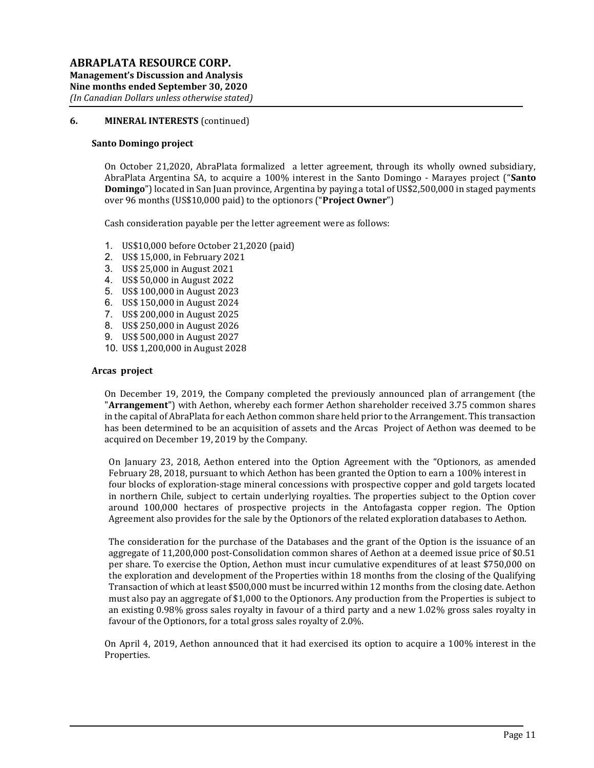## 6. MINERAL INTERESTS (continued)

### Santo Domingo project

On October 21,2020, AbraPlata formalized a letter agreement, through its wholly owned subsidiary, AbraPlata Argentina SA, to acquire a 100% interest in the Santo Domingo - Marayes project ("**Santo Domingo**") located in San Juan province, Argentina by paying a total of US$2,500,000 in staged payments over 96 months (US$10,000 paid) to the optionors ("**Project Owner**")

Cash consideration payable per the letter agreement were as follows:

1. US$10,000 before October 21,2020 (paid)
2. US$ 15,000, in February 2021
3. US$ 25,000 in August 2021
4. US$ 50,000 in August 2022
5. US$ 100,000 in August 2023
6. US$ 150,000 in August 2024
7. US$ 200,000 in August 2025
8. US$ 250,000 in August 2026
9. US$ 500,000 in August 2027
10. US$ 1,200,000 in August 2028

### Arcas project

On December 19, 2019, the Company completed the previously announced plan of arrangement (the "**Arrangement**") with Aethon, whereby each former Aethon shareholder received 3.75 common shares in the capital of AbraPlata for each Aethon common share held prior to the Arrangement. This transaction has been determined to be an acquisition of assets and the Arcas Project of Aethon was deemed to be acquired on December 19, 2019 by the Company.

On January 23, 2018, Aethon entered into the Option Agreement with the "Optionors, as amended February 28, 2018, pursuant to which Aethon has been granted the Option to earn a 100% interest in four blocks of exploration-stage mineral concessions with prospective copper and gold targets located in northern Chile, subject to certain underlying royalties. The properties subject to the Option cover around 100,000 hectares of prospective projects in the Antofagasta copper region. The Option Agreement also provides for the sale by the Optionors of the related exploration databases to Aethon.

The consideration for the purchase of the Databases and the grant of the Option is the issuance of an aggregate of 11,200,000 post-Consolidation common shares of Aethon at a deemed issue price of $0.51 per share. To exercise the Option, Aethon must incur cumulative expenditures of at least $750,000 on the exploration and development of the Properties within 18 months from the closing of the Qualifying Transaction of which at least $500,000 must be incurred within 12 months from the closing date. Aethon must also pay an aggregate of $1,000 to the Optionors. Any production from the Properties is subject to an existing 0.98% gross sales royalty in favour of a third party and a new 1.02% gross sales royalty in favour of the Optionors, for a total gross sales royalty of 2.0%.

On April 4, 2019, Aethon announced that it had exercised its option to acquire a 100% interest in the Properties.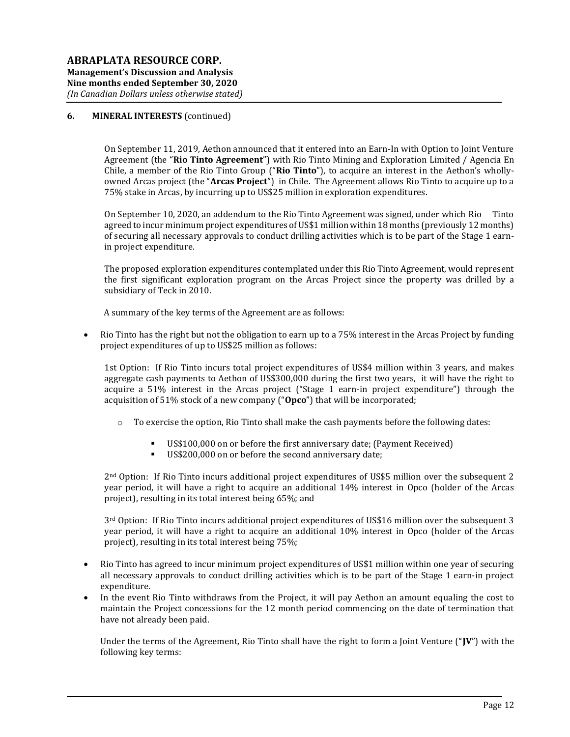## 6. MINERAL INTERESTS (continued)

On September 11, 2019, Aethon announced that it entered into an Earn-In with Option to Joint Venture Agreement (the "**Rio Tinto Agreement**") with Rio Tinto Mining and Exploration Limited / Agencia En Chile, a member of the Rio Tinto Group ("**Rio Tinto**"), to acquire an interest in the Aethon's wholly-owned Arcas project (the "**Arcas Project**") in Chile. The Agreement allows Rio Tinto to acquire up to a 75% stake in Arcas, by incurring up to US$25 million in exploration expenditures.

On September 10, 2020, an addendum to the Rio Tinto Agreement was signed, under which Rio Tinto agreed to incur minimum project expenditures of US$1 million within 18 months (previously 12 months) of securing all necessary approvals to conduct drilling activities which is to be part of the Stage 1 earn-in project expenditure.

The proposed exploration expenditures contemplated under this Rio Tinto Agreement, would represent the first significant exploration program on the Arcas Project since the property was drilled by a subsidiary of Teck in 2010.

A summary of the key terms of the Agreement are as follows:

- Rio Tinto has the right but not the obligation to earn up to a 75% interest in the Arcas Project by funding project expenditures of up to US$25 million as follows:

  1st Option: If Rio Tinto incurs total project expenditures of US$4 million within 3 years, and makes aggregate cash payments to Aethon of US$300,000 during the first two years, it will have the right to acquire a 51% interest in the Arcas project ("Stage 1 earn-in project expenditure") through the acquisition of 51% stock of a new company ("**Opco**") that will be incorporated;

  - To exercise the option, Rio Tinto shall make the cash payments before the following dates:
    - US$100,000 on or before the first anniversary date; (Payment Received)
    - US$200,000 on or before the second anniversary date;

  2nd Option: If Rio Tinto incurs additional project expenditures of US$5 million over the subsequent 2 year period, it will have a right to acquire an additional 14% interest in Opco (holder of the Arcas project), resulting in its total interest being 65%; and

  3rd Option: If Rio Tinto incurs additional project expenditures of US$16 million over the subsequent 3 year period, it will have a right to acquire an additional 10% interest in Opco (holder of the Arcas project), resulting in its total interest being 75%;

- Rio Tinto has agreed to incur minimum project expenditures of US$1 million within one year of securing all necessary approvals to conduct drilling activities which is to be part of the Stage 1 earn-in project expenditure.
- In the event Rio Tinto withdraws from the Project, it will pay Aethon an amount equaling the cost to maintain the Project concessions for the 12 month period commencing on the date of termination that have not already been paid.

Under the terms of the Agreement, Rio Tinto shall have the right to form a Joint Venture ("**JV**") with the following key terms: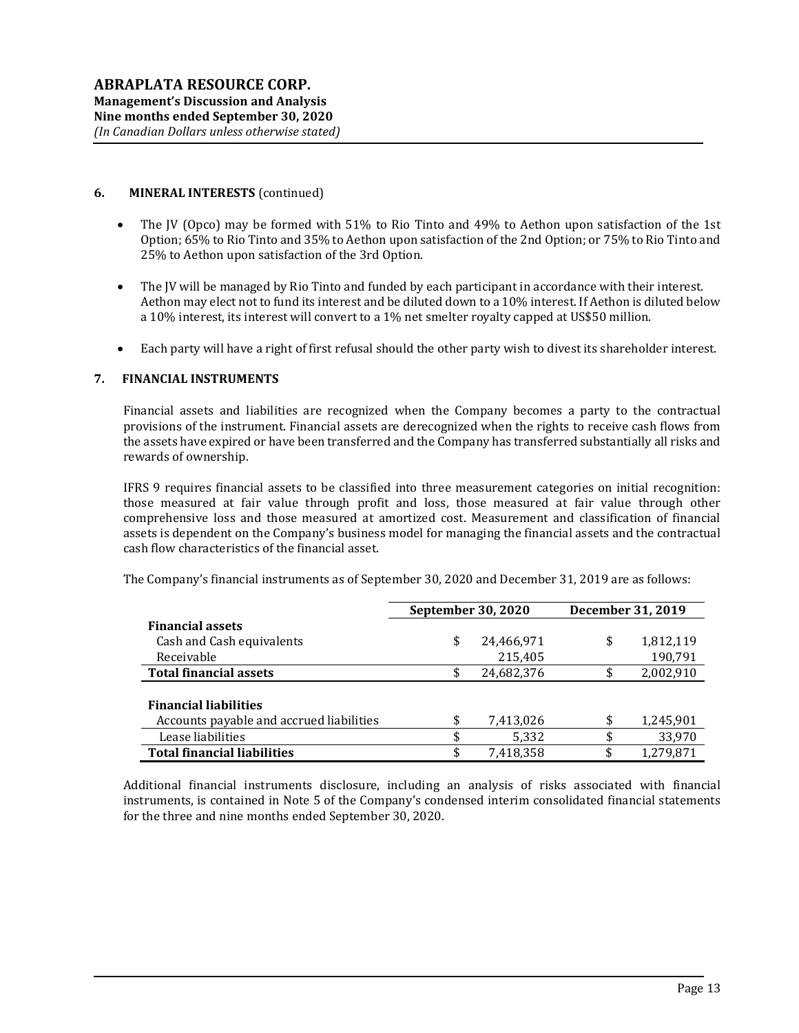## 6. MINERAL INTERESTS (continued)

- The JV (Opco) may be formed with 51% to Rio Tinto and 49% to Aethon upon satisfaction of the 1st Option; 65% to Rio Tinto and 35% to Aethon upon satisfaction of the 2nd Option; or 75% to Rio Tinto and 25% to Aethon upon satisfaction of the 3rd Option.
- The JV will be managed by Rio Tinto and funded by each participant in accordance with their interest. Aethon may elect not to fund its interest and be diluted down to a 10% interest. If Aethon is diluted below a 10% interest, its interest will convert to a 1% net smelter royalty capped at US$50 million.
- Each party will have a right of first refusal should the other party wish to divest its shareholder interest.

## 7. FINANCIAL INSTRUMENTS

Financial assets and liabilities are recognized when the Company becomes a party to the contractual provisions of the instrument. Financial assets are derecognized when the rights to receive cash flows from the assets have expired or have been transferred and the Company has transferred substantially all risks and rewards of ownership.

IFRS 9 requires financial assets to be classified into three measurement categories on initial recognition: those measured at fair value through profit and loss, those measured at fair value through other comprehensive loss and those measured at amortized cost. Measurement and classification of financial assets is dependent on the Company's business model for managing the financial assets and the contractual cash flow characteristics of the financial asset.

The Company's financial instruments as of September 30, 2020 and December 31, 2019 are as follows:

| | September 30, 2020 | December 31, 2019 |
|---|---|---|
| **Financial assets** | | |
| Cash and Cash equivalents | $ 24,466,971 | $ 1,812,119 |
| Receivable | 215,405 | 190,791 |
| **Total financial assets** | $ 24,682,376 | $ 2,002,910 |
| | | |
| **Financial liabilities** | | |
| Accounts payable and accrued liabilities | $ 7,413,026 | $ 1,245,901 |
| Lease liabilities | $ 5,332 | $ 33,970 |
| **Total financial liabilities** | $ 7,418,358 | $ 1,279,871 |

Additional financial instruments disclosure, including an analysis of risks associated with financial instruments, is contained in Note 5 of the Company's condensed interim consolidated financial statements for the three and nine months ended September 30, 2020.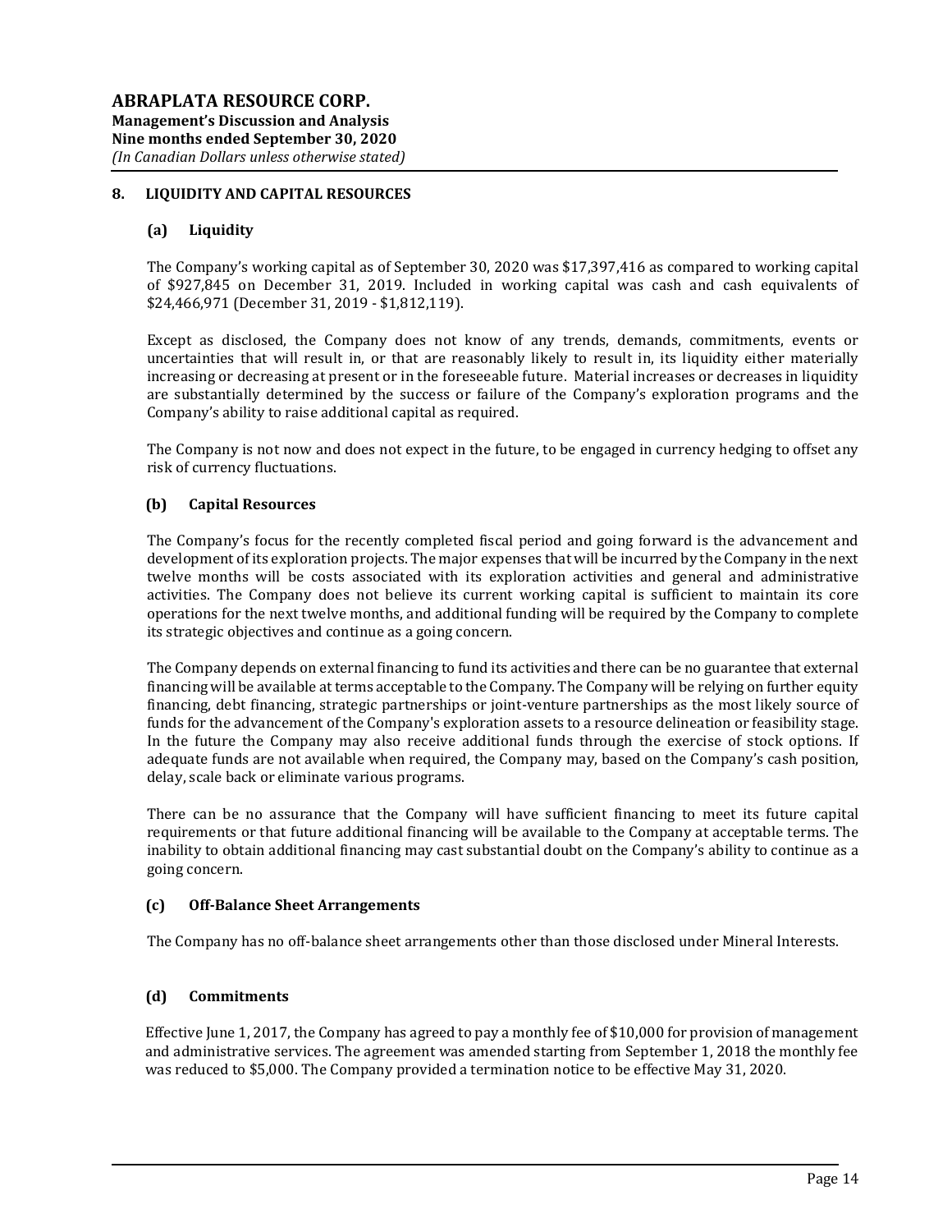## 8. LIQUIDITY AND CAPITAL RESOURCES

### (a) Liquidity

The Company's working capital as of September 30, 2020 was $17,397,416 as compared to working capital of $927,845 on December 31, 2019. Included in working capital was cash and cash equivalents of $24,466,971 (December 31, 2019 - $1,812,119).

Except as disclosed, the Company does not know of any trends, demands, commitments, events or uncertainties that will result in, or that are reasonably likely to result in, its liquidity either materially increasing or decreasing at present or in the foreseeable future. Material increases or decreases in liquidity are substantially determined by the success or failure of the Company's exploration programs and the Company's ability to raise additional capital as required.

The Company is not now and does not expect in the future, to be engaged in currency hedging to offset any risk of currency fluctuations.

### (b) Capital Resources

The Company's focus for the recently completed fiscal period and going forward is the advancement and development of its exploration projects. The major expenses that will be incurred by the Company in the next twelve months will be costs associated with its exploration activities and general and administrative activities. The Company does not believe its current working capital is sufficient to maintain its core operations for the next twelve months, and additional funding will be required by the Company to complete its strategic objectives and continue as a going concern.

The Company depends on external financing to fund its activities and there can be no guarantee that external financing will be available at terms acceptable to the Company. The Company will be relying on further equity financing, debt financing, strategic partnerships or joint-venture partnerships as the most likely source of funds for the advancement of the Company's exploration assets to a resource delineation or feasibility stage. In the future the Company may also receive additional funds through the exercise of stock options. If adequate funds are not available when required, the Company may, based on the Company's cash position, delay, scale back or eliminate various programs.

There can be no assurance that the Company will have sufficient financing to meet its future capital requirements or that future additional financing will be available to the Company at acceptable terms. The inability to obtain additional financing may cast substantial doubt on the Company's ability to continue as a going concern.

### (c) Off-Balance Sheet Arrangements

The Company has no off-balance sheet arrangements other than those disclosed under Mineral Interests.

### (d) Commitments

Effective June 1, 2017, the Company has agreed to pay a monthly fee of $10,000 for provision of management and administrative services. The agreement was amended starting from September 1, 2018 the monthly fee was reduced to $5,000. The Company provided a termination notice to be effective May 31, 2020.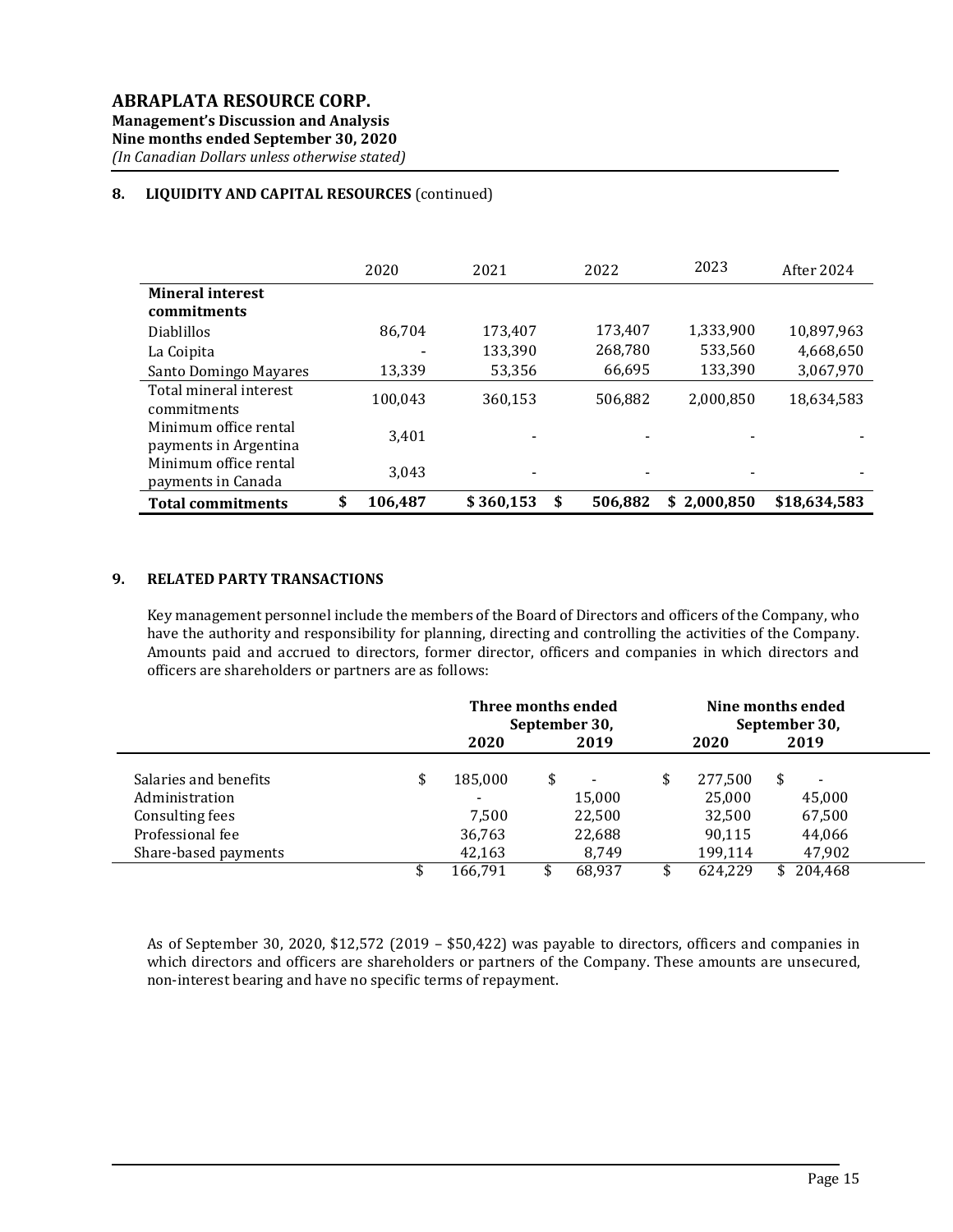## 8. LIQUIDITY AND CAPITAL RESOURCES (continued)

| | 2020 | 2021 | 2022 | 2023 | After 2024 |
|---|---|---|---|---|---|
| **Mineral interest commitments** | | | | | |
| Diablillos | 86,704 | 173,407 | 173,407 | 1,333,900 | 10,897,963 |
| La Coipita | - | 133,390 | 268,780 | 533,560 | 4,668,650 |
| Santo Domingo Mayares | 13,339 | 53,356 | 66,695 | 133,390 | 3,067,970 |
| Total mineral interest commitments | 100,043 | 360,153 | 506,882 | 2,000,850 | 18,634,583 |
| Minimum office rental payments in Argentina | 3,401 | - | - | - | - |
| Minimum office rental payments in Canada | 3,043 | - | - | - | - |
| **Total commitments** | **$ 106,487** | **$ 360,153** | **$ 506,882** | **$ 2,000,850** | **$18,634,583** |

## 9. RELATED PARTY TRANSACTIONS

Key management personnel include the members of the Board of Directors and officers of the Company, who have the authority and responsibility for planning, directing and controlling the activities of the Company. Amounts paid and accrued to directors, former director, officers and companies in which directors and officers are shareholders or partners are as follows:

| | Three months ended September 30, | | Nine months ended September 30, | |
|---|---|---|---|---|
| | **2020** | **2019** | **2020** | **2019** |
| Salaries and benefits | $ 185,000 | $ - | $ 277,500 | $ - |
| Administration | - | 15,000 | 25,000 | 45,000 |
| Consulting fees | 7,500 | 22,500 | 32,500 | 67,500 |
| Professional fee | 36,763 | 22,688 | 90,115 | 44,066 |
| Share-based payments | 42,163 | 8,749 | 199,114 | 47,902 |
| | $ 166,791 | $ 68,937 | $ 624,229 | $ 204,468 |

As of September 30, 2020, $12,572 (2019 – $50,422) was payable to directors, officers and companies in which directors and officers are shareholders or partners of the Company. These amounts are unsecured, non-interest bearing and have no specific terms of repayment.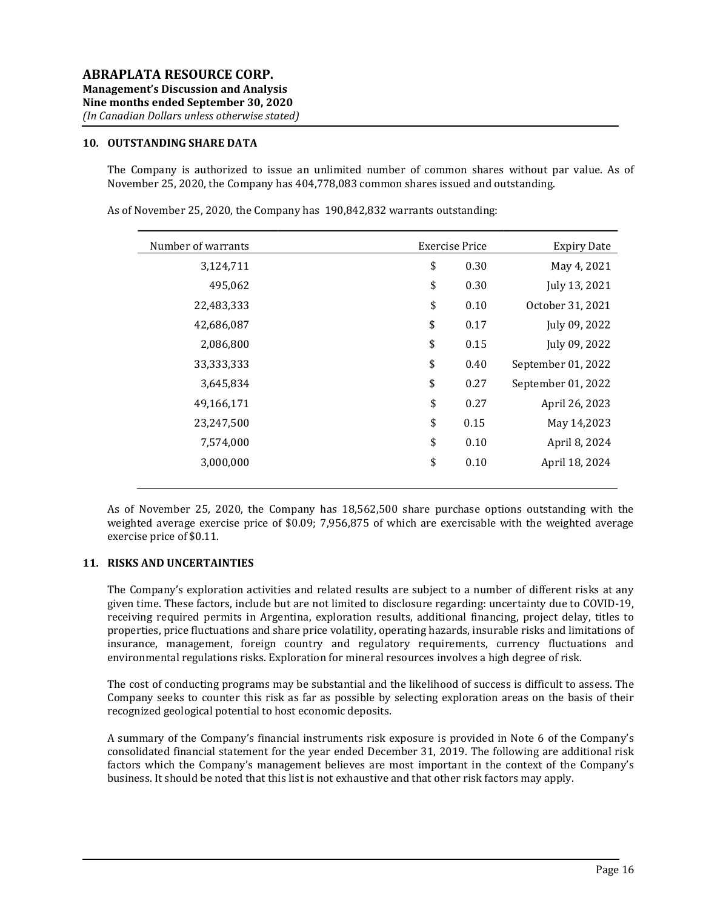## 10. OUTSTANDING SHARE DATA

The Company is authorized to issue an unlimited number of common shares without par value. As of November 25, 2020, the Company has 404,778,083 common shares issued and outstanding.

As of November 25, 2020, the Company has 190,842,832 warrants outstanding:

| Number of warrants | Exercise Price | Expiry Date |
|---|---|---|
| 3,124,711 | $ 0.30 | May 4, 2021 |
| 495,062 | $ 0.30 | July 13, 2021 |
| 22,483,333 | $ 0.10 | October 31, 2021 |
| 42,686,087 | $ 0.17 | July 09, 2022 |
| 2,086,800 | $ 0.15 | July 09, 2022 |
| 33,333,333 | $ 0.40 | September 01, 2022 |
| 3,645,834 | $ 0.27 | September 01, 2022 |
| 49,166,171 | $ 0.27 | April 26, 2023 |
| 23,247,500 | $ 0.15 | May 14,2023 |
| 7,574,000 | $ 0.10 | April 8, 2024 |
| 3,000,000 | $ 0.10 | April 18, 2024 |

As of November 25, 2020, the Company has 18,562,500 share purchase options outstanding with the weighted average exercise price of $0.09; 7,956,875 of which are exercisable with the weighted average exercise price of $0.11.

## 11. RISKS AND UNCERTAINTIES

The Company's exploration activities and related results are subject to a number of different risks at any given time. These factors, include but are not limited to disclosure regarding: uncertainty due to COVID-19, receiving required permits in Argentina, exploration results, additional financing, project delay, titles to properties, price fluctuations and share price volatility, operating hazards, insurable risks and limitations of insurance, management, foreign country and regulatory requirements, currency fluctuations and environmental regulations risks. Exploration for mineral resources involves a high degree of risk.

The cost of conducting programs may be substantial and the likelihood of success is difficult to assess. The Company seeks to counter this risk as far as possible by selecting exploration areas on the basis of their recognized geological potential to host economic deposits.

A summary of the Company's financial instruments risk exposure is provided in Note 6 of the Company's consolidated financial statement for the year ended December 31, 2019. The following are additional risk factors which the Company's management believes are most important in the context of the Company's business. It should be noted that this list is not exhaustive and that other risk factors may apply.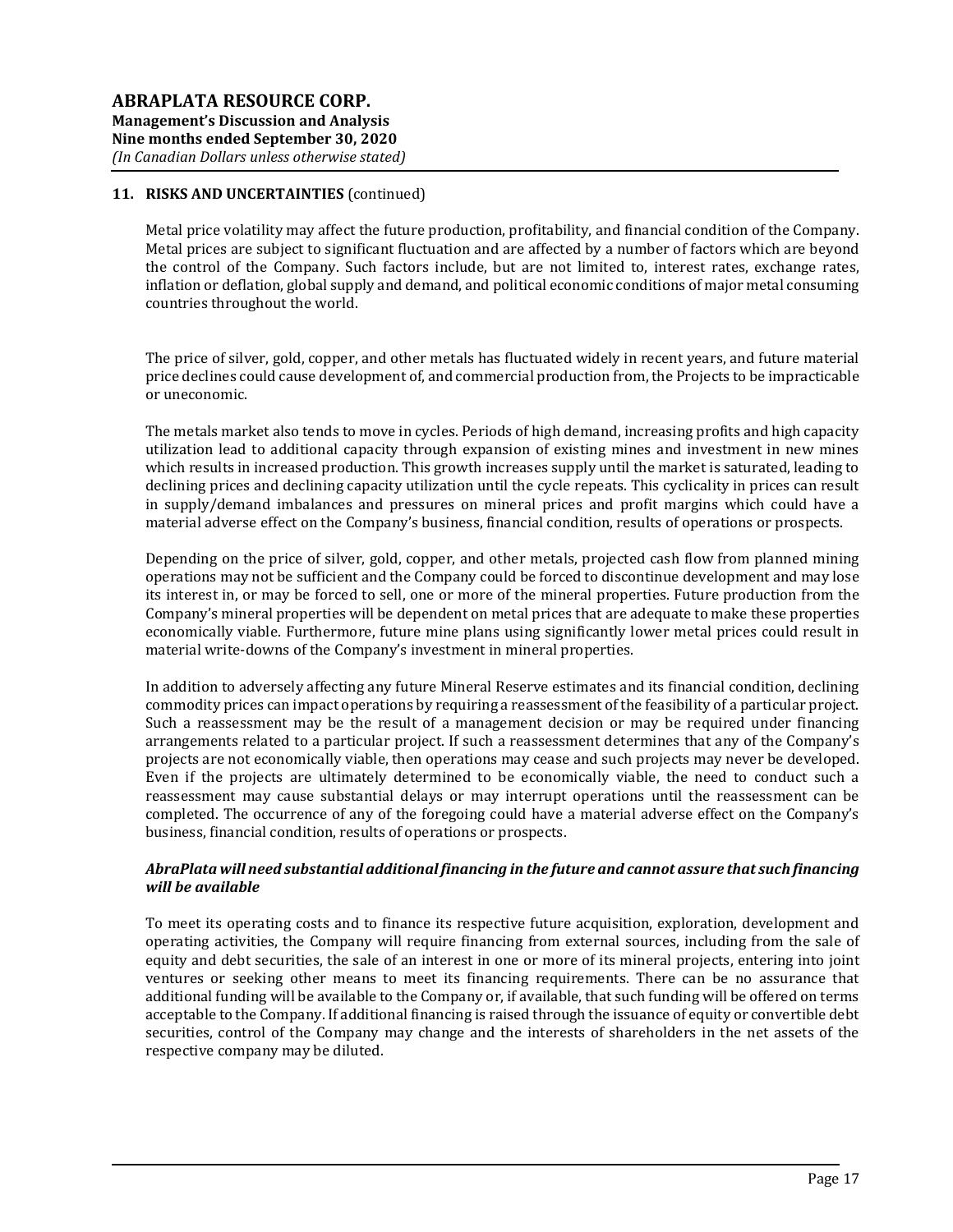## 11. RISKS AND UNCERTAINTIES (continued)

Metal price volatility may affect the future production, profitability, and financial condition of the Company. Metal prices are subject to significant fluctuation and are affected by a number of factors which are beyond the control of the Company. Such factors include, but are not limited to, interest rates, exchange rates, inflation or deflation, global supply and demand, and political economic conditions of major metal consuming countries throughout the world.

The price of silver, gold, copper, and other metals has fluctuated widely in recent years, and future material price declines could cause development of, and commercial production from, the Projects to be impracticable or uneconomic.

The metals market also tends to move in cycles. Periods of high demand, increasing profits and high capacity utilization lead to additional capacity through expansion of existing mines and investment in new mines which results in increased production. This growth increases supply until the market is saturated, leading to declining prices and declining capacity utilization until the cycle repeats. This cyclicality in prices can result in supply/demand imbalances and pressures on mineral prices and profit margins which could have a material adverse effect on the Company's business, financial condition, results of operations or prospects.

Depending on the price of silver, gold, copper, and other metals, projected cash flow from planned mining operations may not be sufficient and the Company could be forced to discontinue development and may lose its interest in, or may be forced to sell, one or more of the mineral properties. Future production from the Company's mineral properties will be dependent on metal prices that are adequate to make these properties economically viable. Furthermore, future mine plans using significantly lower metal prices could result in material write-downs of the Company's investment in mineral properties.

In addition to adversely affecting any future Mineral Reserve estimates and its financial condition, declining commodity prices can impact operations by requiring a reassessment of the feasibility of a particular project. Such a reassessment may be the result of a management decision or may be required under financing arrangements related to a particular project. If such a reassessment determines that any of the Company's projects are not economically viable, then operations may cease and such projects may never be developed. Even if the projects are ultimately determined to be economically viable, the need to conduct such a reassessment may cause substantial delays or may interrupt operations until the reassessment can be completed. The occurrence of any of the foregoing could have a material adverse effect on the Company's business, financial condition, results of operations or prospects.

***AbraPlata will need substantial additional financing in the future and cannot assure that such financing will be available***

To meet its operating costs and to finance its respective future acquisition, exploration, development and operating activities, the Company will require financing from external sources, including from the sale of equity and debt securities, the sale of an interest in one or more of its mineral projects, entering into joint ventures or seeking other means to meet its financing requirements. There can be no assurance that additional funding will be available to the Company or, if available, that such funding will be offered on terms acceptable to the Company. If additional financing is raised through the issuance of equity or convertible debt securities, control of the Company may change and the interests of shareholders in the net assets of the respective company may be diluted.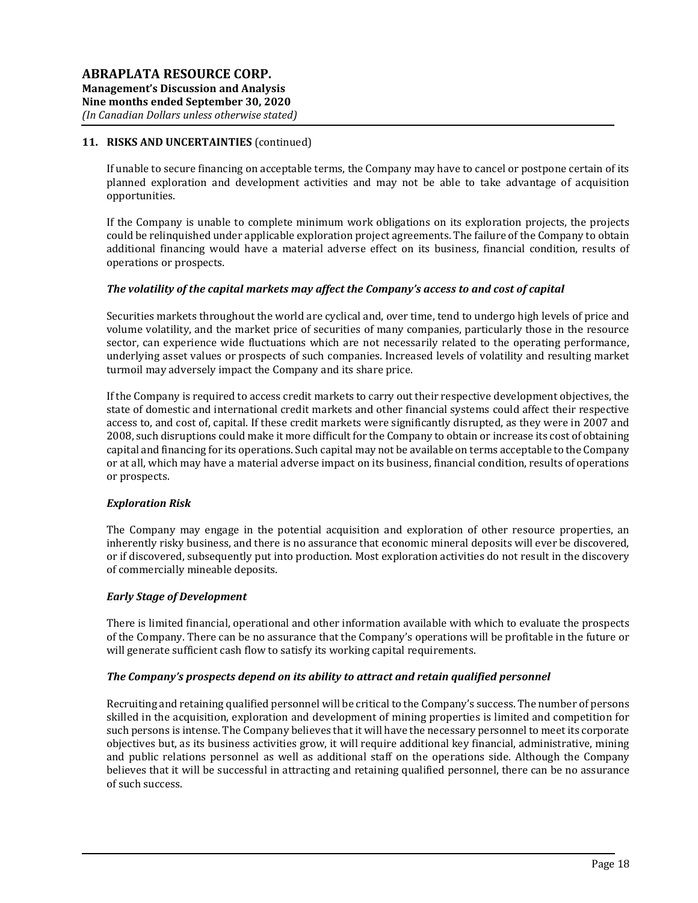## 11. RISKS AND UNCERTAINTIES (continued)

If unable to secure financing on acceptable terms, the Company may have to cancel or postpone certain of its planned exploration and development activities and may not be able to take advantage of acquisition opportunities.

If the Company is unable to complete minimum work obligations on its exploration projects, the projects could be relinquished under applicable exploration project agreements. The failure of the Company to obtain additional financing would have a material adverse effect on its business, financial condition, results of operations or prospects.

***The volatility of the capital markets may affect the Company's access to and cost of capital***

Securities markets throughout the world are cyclical and, over time, tend to undergo high levels of price and volume volatility, and the market price of securities of many companies, particularly those in the resource sector, can experience wide fluctuations which are not necessarily related to the operating performance, underlying asset values or prospects of such companies. Increased levels of volatility and resulting market turmoil may adversely impact the Company and its share price.

If the Company is required to access credit markets to carry out their respective development objectives, the state of domestic and international credit markets and other financial systems could affect their respective access to, and cost of, capital. If these credit markets were significantly disrupted, as they were in 2007 and 2008, such disruptions could make it more difficult for the Company to obtain or increase its cost of obtaining capital and financing for its operations. Such capital may not be available on terms acceptable to the Company or at all, which may have a material adverse impact on its business, financial condition, results of operations or prospects.

***Exploration Risk***

The Company may engage in the potential acquisition and exploration of other resource properties, an inherently risky business, and there is no assurance that economic mineral deposits will ever be discovered, or if discovered, subsequently put into production. Most exploration activities do not result in the discovery of commercially mineable deposits.

***Early Stage of Development***

There is limited financial, operational and other information available with which to evaluate the prospects of the Company. There can be no assurance that the Company's operations will be profitable in the future or will generate sufficient cash flow to satisfy its working capital requirements.

***The Company's prospects depend on its ability to attract and retain qualified personnel***

Recruiting and retaining qualified personnel will be critical to the Company's success. The number of persons skilled in the acquisition, exploration and development of mining properties is limited and competition for such persons is intense. The Company believes that it will have the necessary personnel to meet its corporate objectives but, as its business activities grow, it will require additional key financial, administrative, mining and public relations personnel as well as additional staff on the operations side. Although the Company believes that it will be successful in attracting and retaining qualified personnel, there can be no assurance of such success.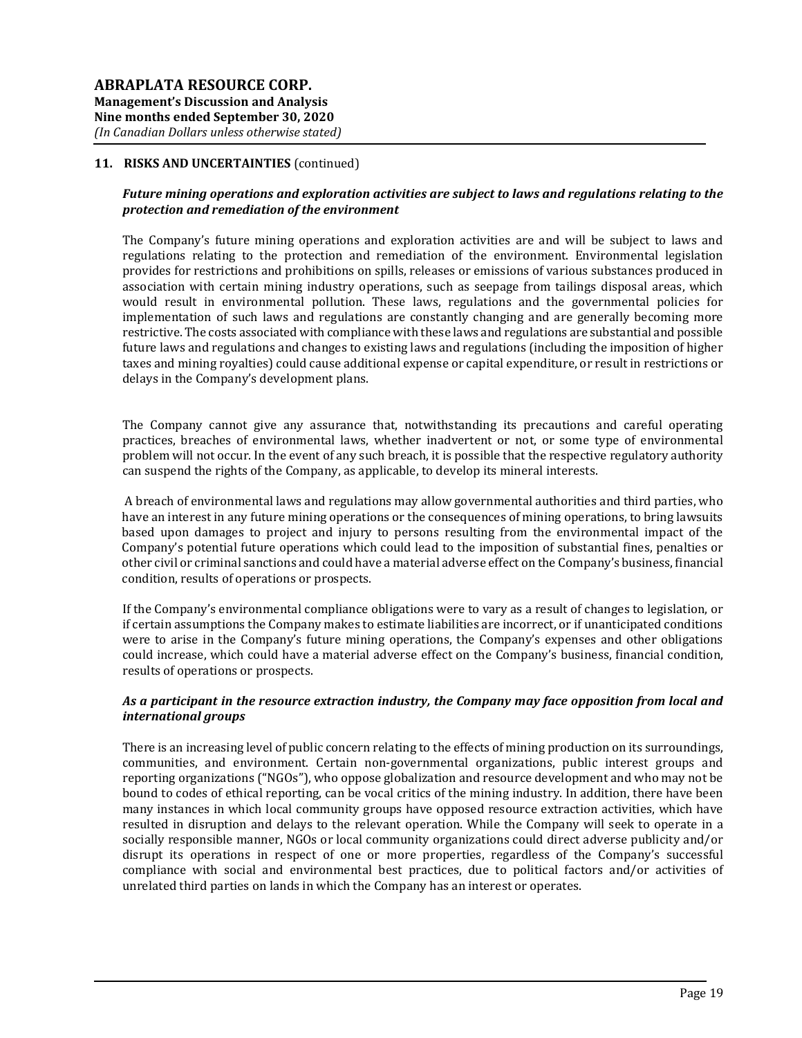## 11. RISKS AND UNCERTAINTIES (continued)

***Future mining operations and exploration activities are subject to laws and regulations relating to the protection and remediation of the environment***

The Company's future mining operations and exploration activities are and will be subject to laws and regulations relating to the protection and remediation of the environment. Environmental legislation provides for restrictions and prohibitions on spills, releases or emissions of various substances produced in association with certain mining industry operations, such as seepage from tailings disposal areas, which would result in environmental pollution. These laws, regulations and the governmental policies for implementation of such laws and regulations are constantly changing and are generally becoming more restrictive. The costs associated with compliance with these laws and regulations are substantial and possible future laws and regulations and changes to existing laws and regulations (including the imposition of higher taxes and mining royalties) could cause additional expense or capital expenditure, or result in restrictions or delays in the Company's development plans.

The Company cannot give any assurance that, notwithstanding its precautions and careful operating practices, breaches of environmental laws, whether inadvertent or not, or some type of environmental problem will not occur. In the event of any such breach, it is possible that the respective regulatory authority can suspend the rights of the Company, as applicable, to develop its mineral interests.

A breach of environmental laws and regulations may allow governmental authorities and third parties, who have an interest in any future mining operations or the consequences of mining operations, to bring lawsuits based upon damages to project and injury to persons resulting from the environmental impact of the Company's potential future operations which could lead to the imposition of substantial fines, penalties or other civil or criminal sanctions and could have a material adverse effect on the Company's business, financial condition, results of operations or prospects.

If the Company's environmental compliance obligations were to vary as a result of changes to legislation, or if certain assumptions the Company makes to estimate liabilities are incorrect, or if unanticipated conditions were to arise in the Company's future mining operations, the Company's expenses and other obligations could increase, which could have a material adverse effect on the Company's business, financial condition, results of operations or prospects.

***As a participant in the resource extraction industry, the Company may face opposition from local and international groups***

There is an increasing level of public concern relating to the effects of mining production on its surroundings, communities, and environment. Certain non-governmental organizations, public interest groups and reporting organizations ("NGOs"), who oppose globalization and resource development and who may not be bound to codes of ethical reporting, can be vocal critics of the mining industry. In addition, there have been many instances in which local community groups have opposed resource extraction activities, which have resulted in disruption and delays to the relevant operation. While the Company will seek to operate in a socially responsible manner, NGOs or local community organizations could direct adverse publicity and/or disrupt its operations in respect of one or more properties, regardless of the Company's successful compliance with social and environmental best practices, due to political factors and/or activities of unrelated third parties on lands in which the Company has an interest or operates.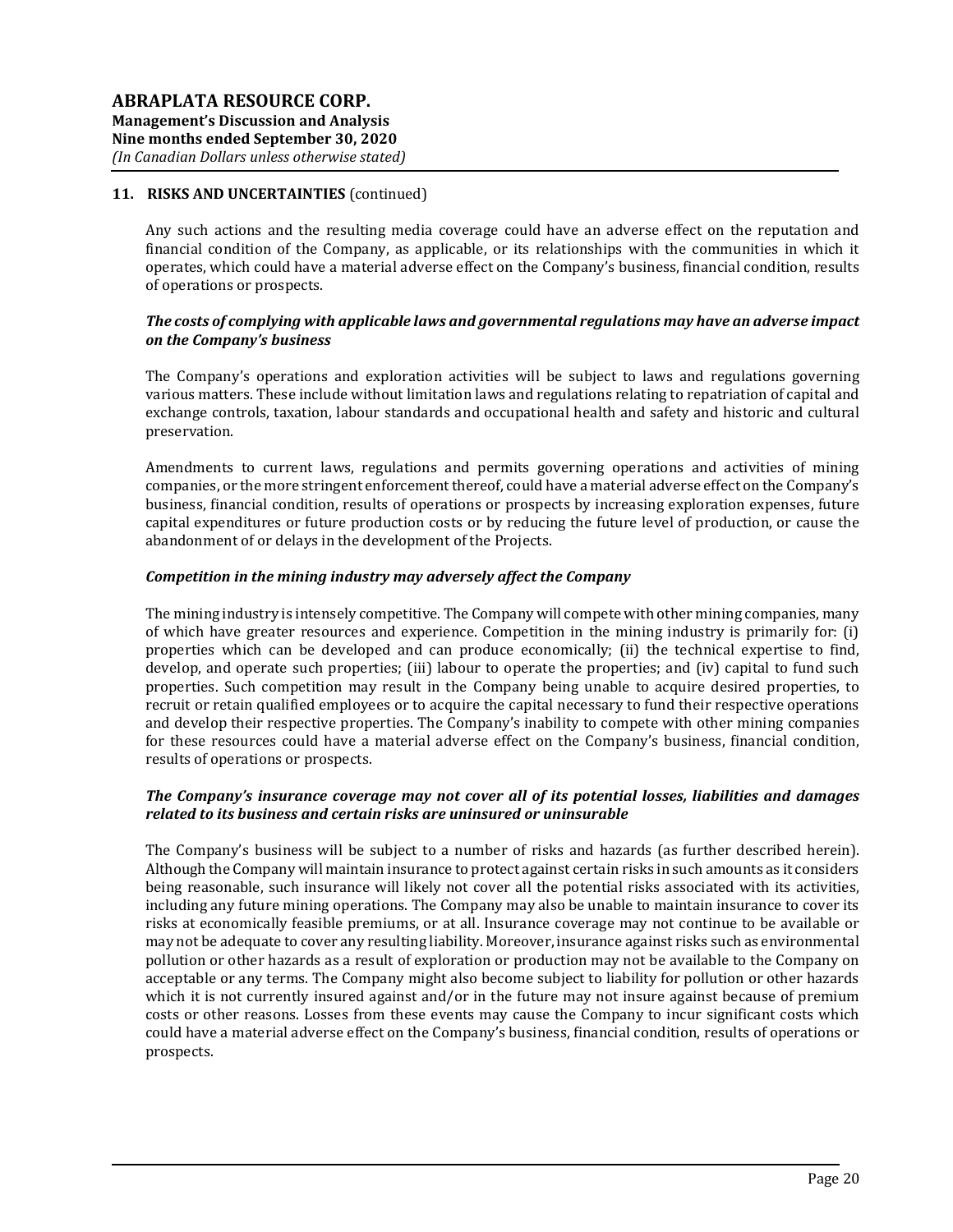## 11. RISKS AND UNCERTAINTIES (continued)

Any such actions and the resulting media coverage could have an adverse effect on the reputation and financial condition of the Company, as applicable, or its relationships with the communities in which it operates, which could have a material adverse effect on the Company's business, financial condition, results of operations or prospects.

***The costs of complying with applicable laws and governmental regulations may have an adverse impact on the Company's business***

The Company's operations and exploration activities will be subject to laws and regulations governing various matters. These include without limitation laws and regulations relating to repatriation of capital and exchange controls, taxation, labour standards and occupational health and safety and historic and cultural preservation.

Amendments to current laws, regulations and permits governing operations and activities of mining companies, or the more stringent enforcement thereof, could have a material adverse effect on the Company's business, financial condition, results of operations or prospects by increasing exploration expenses, future capital expenditures or future production costs or by reducing the future level of production, or cause the abandonment of or delays in the development of the Projects.

***Competition in the mining industry may adversely affect the Company***

The mining industry is intensely competitive. The Company will compete with other mining companies, many of which have greater resources and experience. Competition in the mining industry is primarily for: (i) properties which can be developed and can produce economically; (ii) the technical expertise to find, develop, and operate such properties; (iii) labour to operate the properties; and (iv) capital to fund such properties. Such competition may result in the Company being unable to acquire desired properties, to recruit or retain qualified employees or to acquire the capital necessary to fund their respective operations and develop their respective properties. The Company's inability to compete with other mining companies for these resources could have a material adverse effect on the Company's business, financial condition, results of operations or prospects.

***The Company's insurance coverage may not cover all of its potential losses, liabilities and damages related to its business and certain risks are uninsured or uninsurable***

The Company's business will be subject to a number of risks and hazards (as further described herein). Although the Company will maintain insurance to protect against certain risks in such amounts as it considers being reasonable, such insurance will likely not cover all the potential risks associated with its activities, including any future mining operations. The Company may also be unable to maintain insurance to cover its risks at economically feasible premiums, or at all. Insurance coverage may not continue to be available or may not be adequate to cover any resulting liability. Moreover, insurance against risks such as environmental pollution or other hazards as a result of exploration or production may not be available to the Company on acceptable or any terms. The Company might also become subject to liability for pollution or other hazards which it is not currently insured against and/or in the future may not insure against because of premium costs or other reasons. Losses from these events may cause the Company to incur significant costs which could have a material adverse effect on the Company's business, financial condition, results of operations or prospects.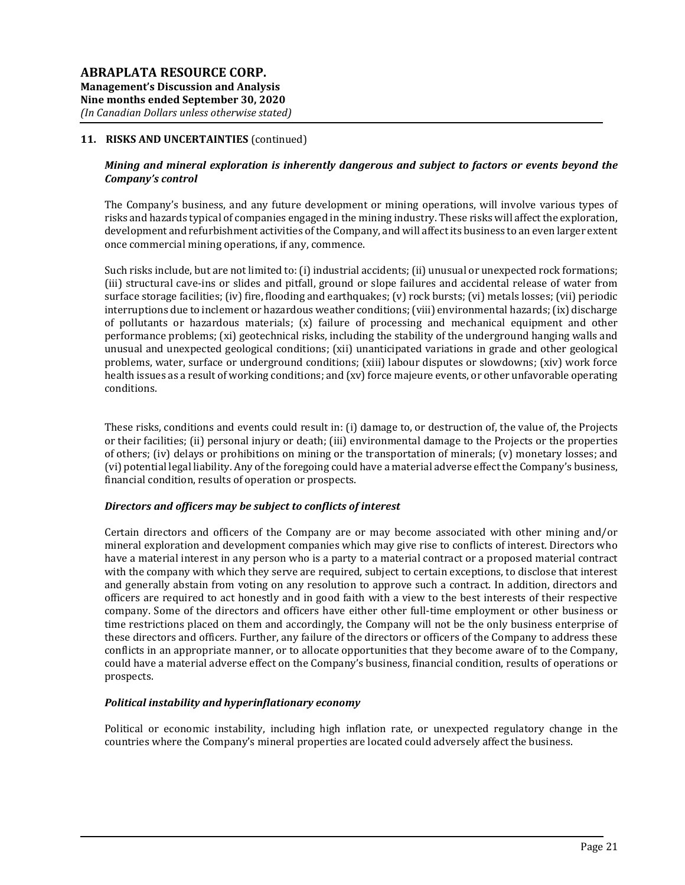## 11. RISKS AND UNCERTAINTIES (continued)

***Mining and mineral exploration is inherently dangerous and subject to factors or events beyond the Company's control***

The Company's business, and any future development or mining operations, will involve various types of risks and hazards typical of companies engaged in the mining industry. These risks will affect the exploration, development and refurbishment activities of the Company, and will affect its business to an even larger extent once commercial mining operations, if any, commence.

Such risks include, but are not limited to: (i) industrial accidents; (ii) unusual or unexpected rock formations; (iii) structural cave-ins or slides and pitfall, ground or slope failures and accidental release of water from surface storage facilities; (iv) fire, flooding and earthquakes; (v) rock bursts; (vi) metals losses; (vii) periodic interruptions due to inclement or hazardous weather conditions; (viii) environmental hazards; (ix) discharge of pollutants or hazardous materials; (x) failure of processing and mechanical equipment and other performance problems; (xi) geotechnical risks, including the stability of the underground hanging walls and unusual and unexpected geological conditions; (xii) unanticipated variations in grade and other geological problems, water, surface or underground conditions; (xiii) labour disputes or slowdowns; (xiv) work force health issues as a result of working conditions; and (xv) force majeure events, or other unfavorable operating conditions.

These risks, conditions and events could result in: (i) damage to, or destruction of, the value of, the Projects or their facilities; (ii) personal injury or death; (iii) environmental damage to the Projects or the properties of others; (iv) delays or prohibitions on mining or the transportation of minerals; (v) monetary losses; and (vi) potential legal liability. Any of the foregoing could have a material adverse effect the Company's business, financial condition, results of operation or prospects.

***Directors and officers may be subject to conflicts of interest***

Certain directors and officers of the Company are or may become associated with other mining and/or mineral exploration and development companies which may give rise to conflicts of interest. Directors who have a material interest in any person who is a party to a material contract or a proposed material contract with the company with which they serve are required, subject to certain exceptions, to disclose that interest and generally abstain from voting on any resolution to approve such a contract. In addition, directors and officers are required to act honestly and in good faith with a view to the best interests of their respective company. Some of the directors and officers have either other full-time employment or other business or time restrictions placed on them and accordingly, the Company will not be the only business enterprise of these directors and officers. Further, any failure of the directors or officers of the Company to address these conflicts in an appropriate manner, or to allocate opportunities that they become aware of to the Company, could have a material adverse effect on the Company's business, financial condition, results of operations or prospects.

***Political instability and hyperinflationary economy***

Political or economic instability, including high inflation rate, or unexpected regulatory change in the countries where the Company's mineral properties are located could adversely affect the business.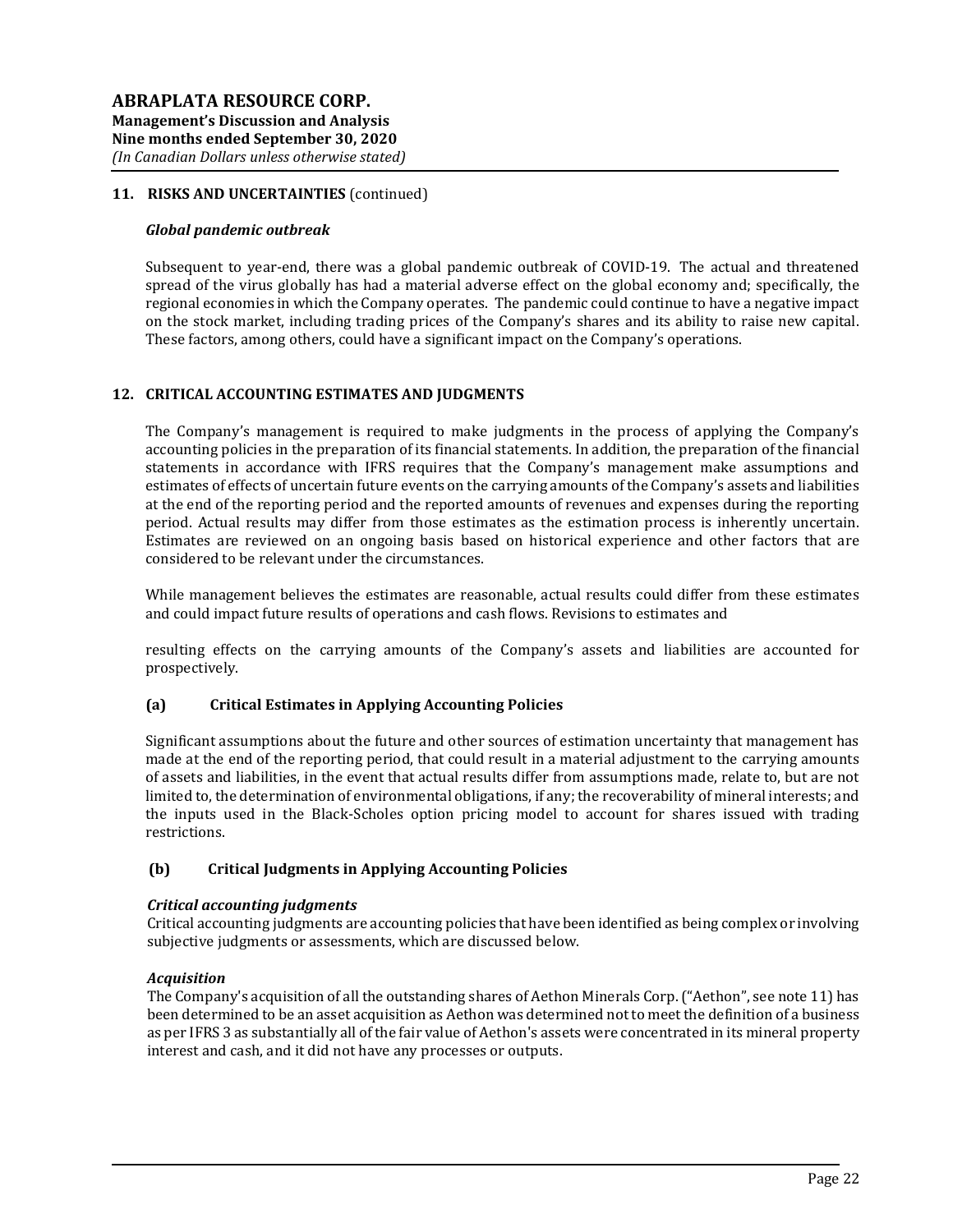## 11. RISKS AND UNCERTAINTIES (continued)

### *Global pandemic outbreak*

Subsequent to year-end, there was a global pandemic outbreak of COVID-19. The actual and threatened spread of the virus globally has had a material adverse effect on the global economy and; specifically, the regional economies in which the Company operates. The pandemic could continue to have a negative impact on the stock market, including trading prices of the Company's shares and its ability to raise new capital. These factors, among others, could have a significant impact on the Company's operations.

## 12. CRITICAL ACCOUNTING ESTIMATES AND JUDGMENTS

The Company's management is required to make judgments in the process of applying the Company's accounting policies in the preparation of its financial statements. In addition, the preparation of the financial statements in accordance with IFRS requires that the Company's management make assumptions and estimates of effects of uncertain future events on the carrying amounts of the Company's assets and liabilities at the end of the reporting period and the reported amounts of revenues and expenses during the reporting period. Actual results may differ from those estimates as the estimation process is inherently uncertain. Estimates are reviewed on an ongoing basis based on historical experience and other factors that are considered to be relevant under the circumstances.

While management believes the estimates are reasonable, actual results could differ from these estimates and could impact future results of operations and cash flows. Revisions to estimates and

resulting effects on the carrying amounts of the Company's assets and liabilities are accounted for prospectively.

### (a) Critical Estimates in Applying Accounting Policies

Significant assumptions about the future and other sources of estimation uncertainty that management has made at the end of the reporting period, that could result in a material adjustment to the carrying amounts of assets and liabilities, in the event that actual results differ from assumptions made, relate to, but are not limited to, the determination of environmental obligations, if any; the recoverability of mineral interests; and the inputs used in the Black-Scholes option pricing model to account for shares issued with trading restrictions.

### (b) Critical Judgments in Applying Accounting Policies

***Critical accounting judgments***
Critical accounting judgments are accounting policies that have been identified as being complex or involving subjective judgments or assessments, which are discussed below.

***Acquisition***
The Company's acquisition of all the outstanding shares of Aethon Minerals Corp. ("Aethon", see note 11) has been determined to be an asset acquisition as Aethon was determined not to meet the definition of a business as per IFRS 3 as substantially all of the fair value of Aethon's assets were concentrated in its mineral property interest and cash, and it did not have any processes or outputs.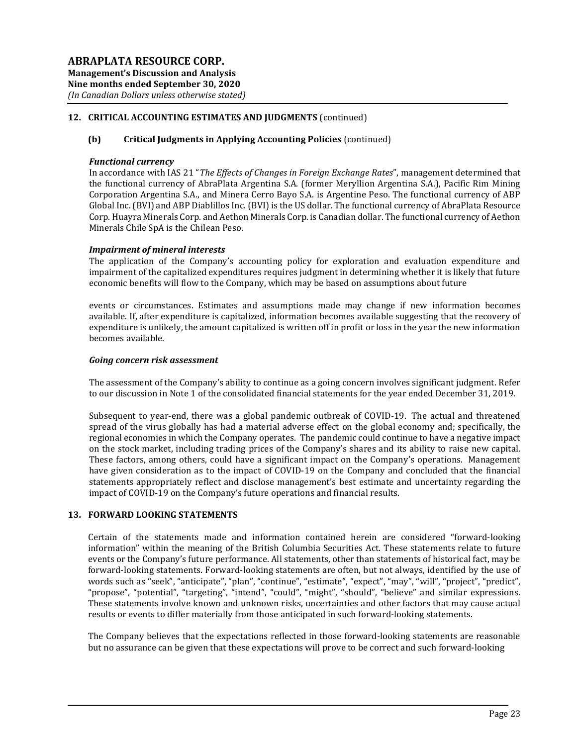## 12. CRITICAL ACCOUNTING ESTIMATES AND JUDGMENTS (continued)

### (b) Critical Judgments in Applying Accounting Policies (continued)

***Functional currency***

In accordance with IAS 21 "*The Effects of Changes in Foreign Exchange Rates*", management determined that the functional currency of AbraPlata Argentina S.A. (former Meryllion Argentina S.A.), Pacific Rim Mining Corporation Argentina S.A., and Minera Cerro Bayo S.A. is Argentine Peso. The functional currency of ABP Global Inc. (BVI) and ABP Diablillos Inc. (BVI) is the US dollar. The functional currency of AbraPlata Resource Corp. Huayra Minerals Corp. and Aethon Minerals Corp. is Canadian dollar. The functional currency of Aethon Minerals Chile SpA is the Chilean Peso.

***Impairment of mineral interests***

The application of the Company's accounting policy for exploration and evaluation expenditure and impairment of the capitalized expenditures requires judgment in determining whether it is likely that future economic benefits will flow to the Company, which may be based on assumptions about future

events or circumstances. Estimates and assumptions made may change if new information becomes available. If, after expenditure is capitalized, information becomes available suggesting that the recovery of expenditure is unlikely, the amount capitalized is written off in profit or loss in the year the new information becomes available.

***Going concern risk assessment***

The assessment of the Company's ability to continue as a going concern involves significant judgment. Refer to our discussion in Note 1 of the consolidated financial statements for the year ended December 31, 2019.

Subsequent to year-end, there was a global pandemic outbreak of COVID-19. The actual and threatened spread of the virus globally has had a material adverse effect on the global economy and; specifically, the regional economies in which the Company operates. The pandemic could continue to have a negative impact on the stock market, including trading prices of the Company's shares and its ability to raise new capital. These factors, among others, could have a significant impact on the Company's operations. Management have given consideration as to the impact of COVID-19 on the Company and concluded that the financial statements appropriately reflect and disclose management's best estimate and uncertainty regarding the impact of COVID-19 on the Company's future operations and financial results.

## 13. FORWARD LOOKING STATEMENTS

Certain of the statements made and information contained herein are considered "forward-looking information" within the meaning of the British Columbia Securities Act. These statements relate to future events or the Company's future performance. All statements, other than statements of historical fact, may be forward-looking statements. Forward-looking statements are often, but not always, identified by the use of words such as "seek", "anticipate", "plan", "continue", "estimate", "expect", "may", "will", "project", "predict", "propose", "potential", "targeting", "intend", "could", "might", "should", "believe" and similar expressions. These statements involve known and unknown risks, uncertainties and other factors that may cause actual results or events to differ materially from those anticipated in such forward-looking statements.

The Company believes that the expectations reflected in those forward-looking statements are reasonable but no assurance can be given that these expectations will prove to be correct and such forward-looking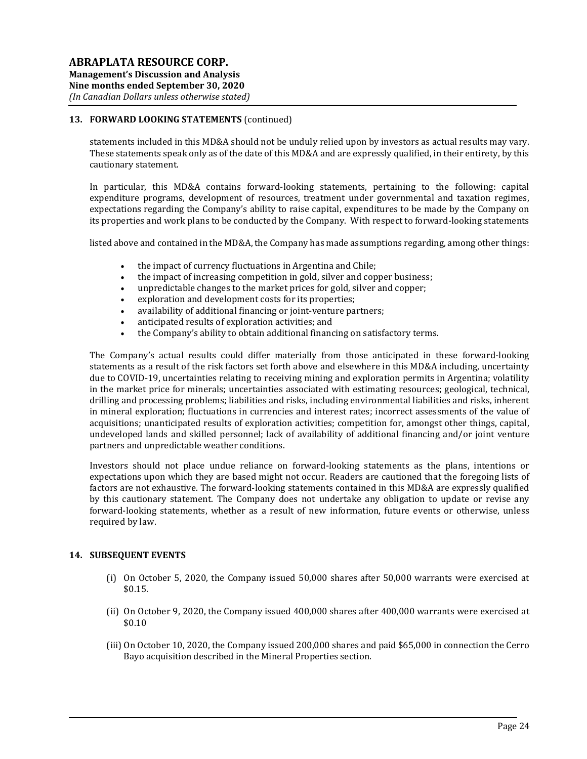## 13. FORWARD LOOKING STATEMENTS (continued)

statements included in this MD&A should not be unduly relied upon by investors as actual results may vary. These statements speak only as of the date of this MD&A and are expressly qualified, in their entirety, by this cautionary statement.

In particular, this MD&A contains forward-looking statements, pertaining to the following: capital expenditure programs, development of resources, treatment under governmental and taxation regimes, expectations regarding the Company's ability to raise capital, expenditures to be made by the Company on its properties and work plans to be conducted by the Company. With respect to forward-looking statements

listed above and contained in the MD&A, the Company has made assumptions regarding, among other things:

- the impact of currency fluctuations in Argentina and Chile;
- the impact of increasing competition in gold, silver and copper business;
- unpredictable changes to the market prices for gold, silver and copper;
- exploration and development costs for its properties;
- availability of additional financing or joint-venture partners;
- anticipated results of exploration activities; and
- the Company's ability to obtain additional financing on satisfactory terms.

The Company's actual results could differ materially from those anticipated in these forward-looking statements as a result of the risk factors set forth above and elsewhere in this MD&A including, uncertainty due to COVID-19, uncertainties relating to receiving mining and exploration permits in Argentina; volatility in the market price for minerals; uncertainties associated with estimating resources; geological, technical, drilling and processing problems; liabilities and risks, including environmental liabilities and risks, inherent in mineral exploration; fluctuations in currencies and interest rates; incorrect assessments of the value of acquisitions; unanticipated results of exploration activities; competition for, amongst other things, capital, undeveloped lands and skilled personnel; lack of availability of additional financing and/or joint venture partners and unpredictable weather conditions.

Investors should not place undue reliance on forward-looking statements as the plans, intentions or expectations upon which they are based might not occur. Readers are cautioned that the foregoing lists of factors are not exhaustive. The forward-looking statements contained in this MD&A are expressly qualified by this cautionary statement. The Company does not undertake any obligation to update or revise any forward-looking statements, whether as a result of new information, future events or otherwise, unless required by law.

## 14. SUBSEQUENT EVENTS

(i) On October 5, 2020, the Company issued 50,000 shares after 50,000 warrants were exercised at $0.15.

(ii) On October 9, 2020, the Company issued 400,000 shares after 400,000 warrants were exercised at $0.10

(iii) On October 10, 2020, the Company issued 200,000 shares and paid $65,000 in connection the Cerro Bayo acquisition described in the Mineral Properties section.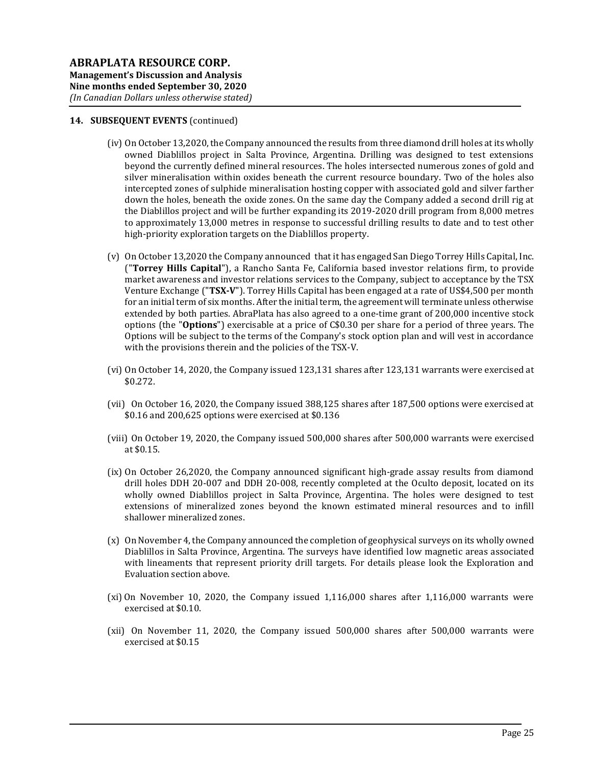## 14. SUBSEQUENT EVENTS (continued)

(iv) On October 13,2020, the Company announced the results from three diamond drill holes at its wholly owned Diablillos project in Salta Province, Argentina. Drilling was designed to test extensions beyond the currently defined mineral resources. The holes intersected numerous zones of gold and silver mineralisation within oxides beneath the current resource boundary. Two of the holes also intercepted zones of sulphide mineralisation hosting copper with associated gold and silver farther down the holes, beneath the oxide zones. On the same day the Company added a second drill rig at the Diablillos project and will be further expanding its 2019-2020 drill program from 8,000 metres to approximately 13,000 metres in response to successful drilling results to date and to test other high-priority exploration targets on the Diablillos property.

(v) On October 13,2020 the Company announced that it has engaged San Diego Torrey Hills Capital, Inc. ("**Torrey Hills Capital**"), a Rancho Santa Fe, California based investor relations firm, to provide market awareness and investor relations services to the Company, subject to acceptance by the TSX Venture Exchange ("**TSX-V**"). Torrey Hills Capital has been engaged at a rate of US$4,500 per month for an initial term of six months. After the initial term, the agreement will terminate unless otherwise extended by both parties. AbraPlata has also agreed to a one-time grant of 200,000 incentive stock options (the "**Options**") exercisable at a price of C$0.30 per share for a period of three years. The Options will be subject to the terms of the Company's stock option plan and will vest in accordance with the provisions therein and the policies of the TSX-V.

(vi) On October 14, 2020, the Company issued 123,131 shares after 123,131 warrants were exercised at $0.272.

(vii) On October 16, 2020, the Company issued 388,125 shares after 187,500 options were exercised at $0.16 and 200,625 options were exercised at $0.136

(viii) On October 19, 2020, the Company issued 500,000 shares after 500,000 warrants were exercised at $0.15.

(ix) On October 26,2020, the Company announced significant high-grade assay results from diamond drill holes DDH 20-007 and DDH 20-008, recently completed at the Oculto deposit, located on its wholly owned Diablillos project in Salta Province, Argentina. The holes were designed to test extensions of mineralized zones beyond the known estimated mineral resources and to infill shallower mineralized zones.

(x) On November 4, the Company announced the completion of geophysical surveys on its wholly owned Diablillos in Salta Province, Argentina. The surveys have identified low magnetic areas associated with lineaments that represent priority drill targets. For details please look the Exploration and Evaluation section above.

(xi) On November 10, 2020, the Company issued 1,116,000 shares after 1,116,000 warrants were exercised at $0.10.

(xii) On November 11, 2020, the Company issued 500,000 shares after 500,000 warrants were exercised at $0.15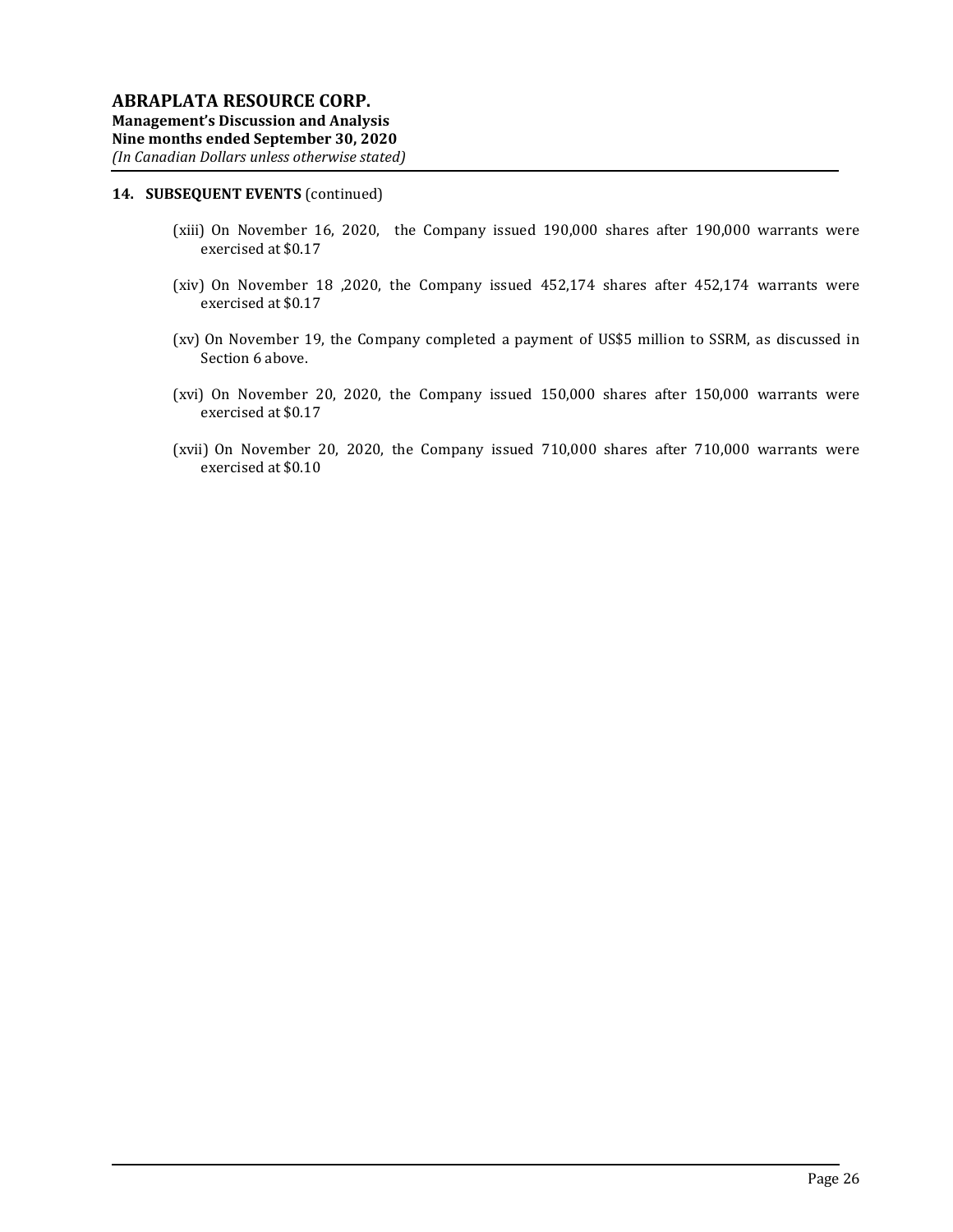## 14. SUBSEQUENT EVENTS (continued)

(xiii) On November 16, 2020, the Company issued 190,000 shares after 190,000 warrants were exercised at $0.17

(xiv) On November 18 ,2020, the Company issued 452,174 shares after 452,174 warrants were exercised at $0.17

(xv) On November 19, the Company completed a payment of US$5 million to SSRM, as discussed in Section 6 above.

(xvi) On November 20, 2020, the Company issued 150,000 shares after 150,000 warrants were exercised at $0.17

(xvii) On November 20, 2020, the Company issued 710,000 shares after 710,000 warrants were exercised at $0.10